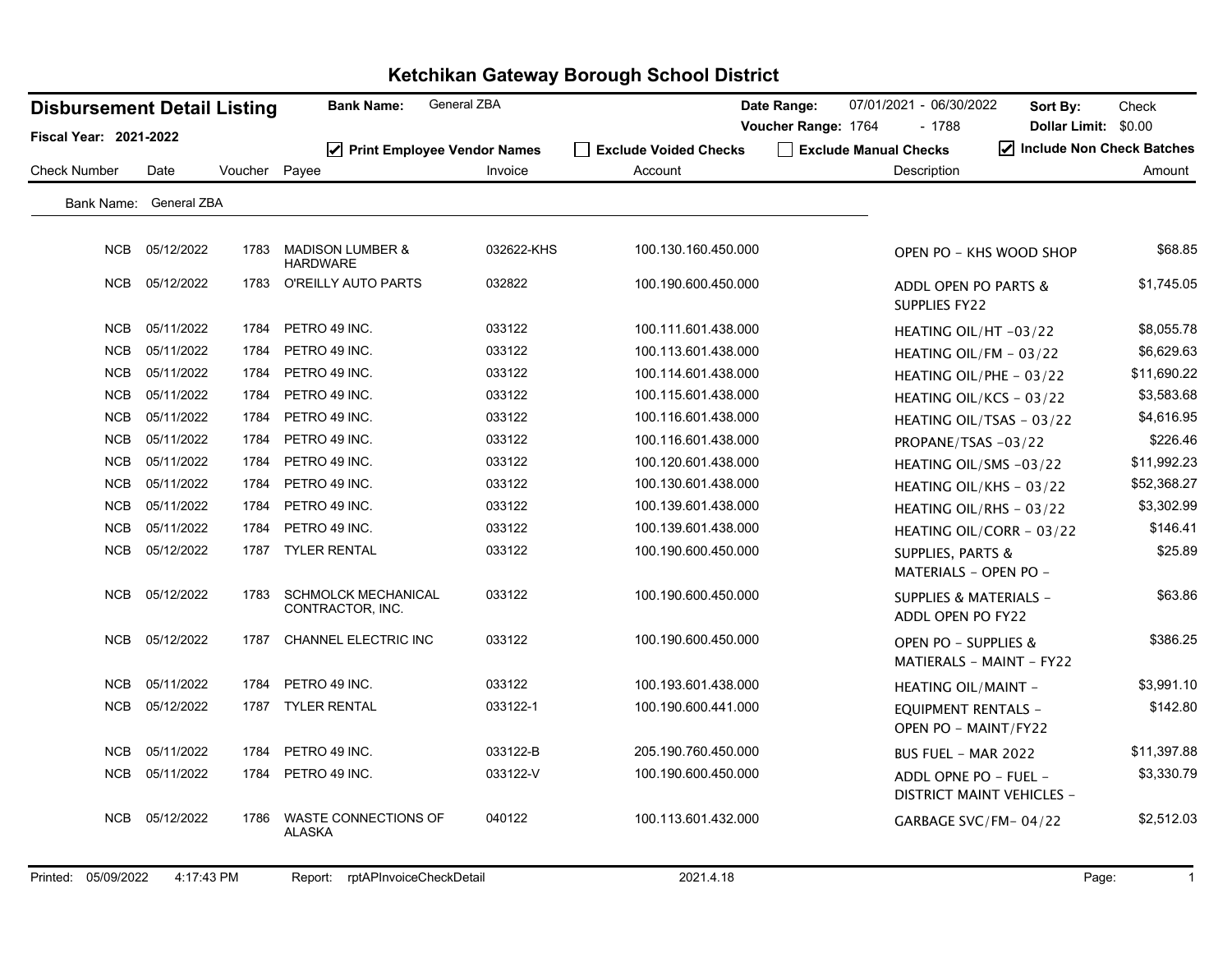# Ketchikan Gateway Borough School District

## Disbursement Detail Listing

**Fiscal Year: 2021-2022**

**Bank Name:** General ZBA

**Date Range:** 07/01/2021 - 06/30/2022 **Voucher Range:** 1764 - 1788

**Sort By:** Check **Dollar Limit:** $0.00

☑ Print Employee Vendor Names ☐ Exclude Voided Checks ☐ Exclude Manual Checks ☑ Include Non Check Batches

Bank Name: General ZBA

| Check Number | Date | Voucher | Payee | Invoice | Account | Description | Amount |
|---|---|---|---|---|---|---|---|
| NCB | 05/12/2022 | 1783 | MADISON LUMBER & HARDWARE | 032622-KHS | 100.130.160.450.000 | OPEN PO - KHS WOOD SHOP | $68.85 |
| NCB | 05/12/2022 | 1783 | O'REILLY AUTO PARTS | 032822 | 100.190.600.450.000 | ADDL OPEN PO PARTS & SUPPLIES FY22 | $1,745.05 |
| NCB | 05/11/2022 | 1784 | PETRO 49 INC. | 033122 | 100.111.601.438.000 | HEATING OIL/HT -03/22 | $8,055.78 |
| NCB | 05/11/2022 | 1784 | PETRO 49 INC. | 033122 | 100.113.601.438.000 | HEATING OIL/FM - 03/22 | $6,629.63 |
| NCB | 05/11/2022 | 1784 | PETRO 49 INC. | 033122 | 100.114.601.438.000 | HEATING OIL/PHE - 03/22 | $11,690.22 |
| NCB | 05/11/2022 | 1784 | PETRO 49 INC. | 033122 | 100.115.601.438.000 | HEATING OIL/KCS - 03/22 | $3,583.68 |
| NCB | 05/11/2022 | 1784 | PETRO 49 INC. | 033122 | 100.116.601.438.000 | HEATING OIL/TSAS - 03/22 | $4,616.95 |
| NCB | 05/11/2022 | 1784 | PETRO 49 INC. | 033122 | 100.116.601.438.000 | PROPANE/TSAS -03/22 | $226.46 |
| NCB | 05/11/2022 | 1784 | PETRO 49 INC. | 033122 | 100.120.601.438.000 | HEATING OIL/SMS -03/22 | $11,992.23 |
| NCB | 05/11/2022 | 1784 | PETRO 49 INC. | 033122 | 100.130.601.438.000 | HEATING OIL/KHS - 03/22 | $52,368.27 |
| NCB | 05/11/2022 | 1784 | PETRO 49 INC. | 033122 | 100.139.601.438.000 | HEATING OIL/RHS - 03/22 | $3,302.99 |
| NCB | 05/11/2022 | 1784 | PETRO 49 INC. | 033122 | 100.139.601.438.000 | HEATING OIL/CORR - 03/22 | $146.41 |
| NCB | 05/12/2022 | 1787 | TYLER RENTAL | 033122 | 100.190.600.450.000 | SUPPLIES, PARTS & MATERIALS - OPEN PO - | $25.89 |
| NCB | 05/12/2022 | 1783 | SCHMOLCK MECHANICAL CONTRACTOR, INC. | 033122 | 100.190.600.450.000 | SUPPLIES & MATERIALS - ADDL OPEN PO FY22 | $63.86 |
| NCB | 05/12/2022 | 1787 | CHANNEL ELECTRIC INC | 033122 | 100.190.600.450.000 | OPEN PO - SUPPLIES & MATIERALS - MAINT - FY22 | $386.25 |
| NCB | 05/11/2022 | 1784 | PETRO 49 INC. | 033122 | 100.193.601.438.000 | HEATING OIL/MAINT - | $3,991.10 |
| NCB | 05/12/2022 | 1787 | TYLER RENTAL | 033122-1 | 100.190.600.441.000 | EQUIPMENT RENTALS - OPEN PO - MAINT/FY22 | $142.80 |
| NCB | 05/11/2022 | 1784 | PETRO 49 INC. | 033122-B | 205.190.760.450.000 | BUS FUEL - MAR 2022 | $11,397.88 |
| NCB | 05/11/2022 | 1784 | PETRO 49 INC. | 033122-V | 100.190.600.450.000 | ADDL OPNE PO - FUEL - DISTRICT MAINT VEHICLES - | $3,330.79 |
| NCB | 05/12/2022 | 1786 | WASTE CONNECTIONS OF ALASKA | 040122 | 100.113.601.432.000 | GARBAGE SVC/FM- 04/22 | $2,512.03 |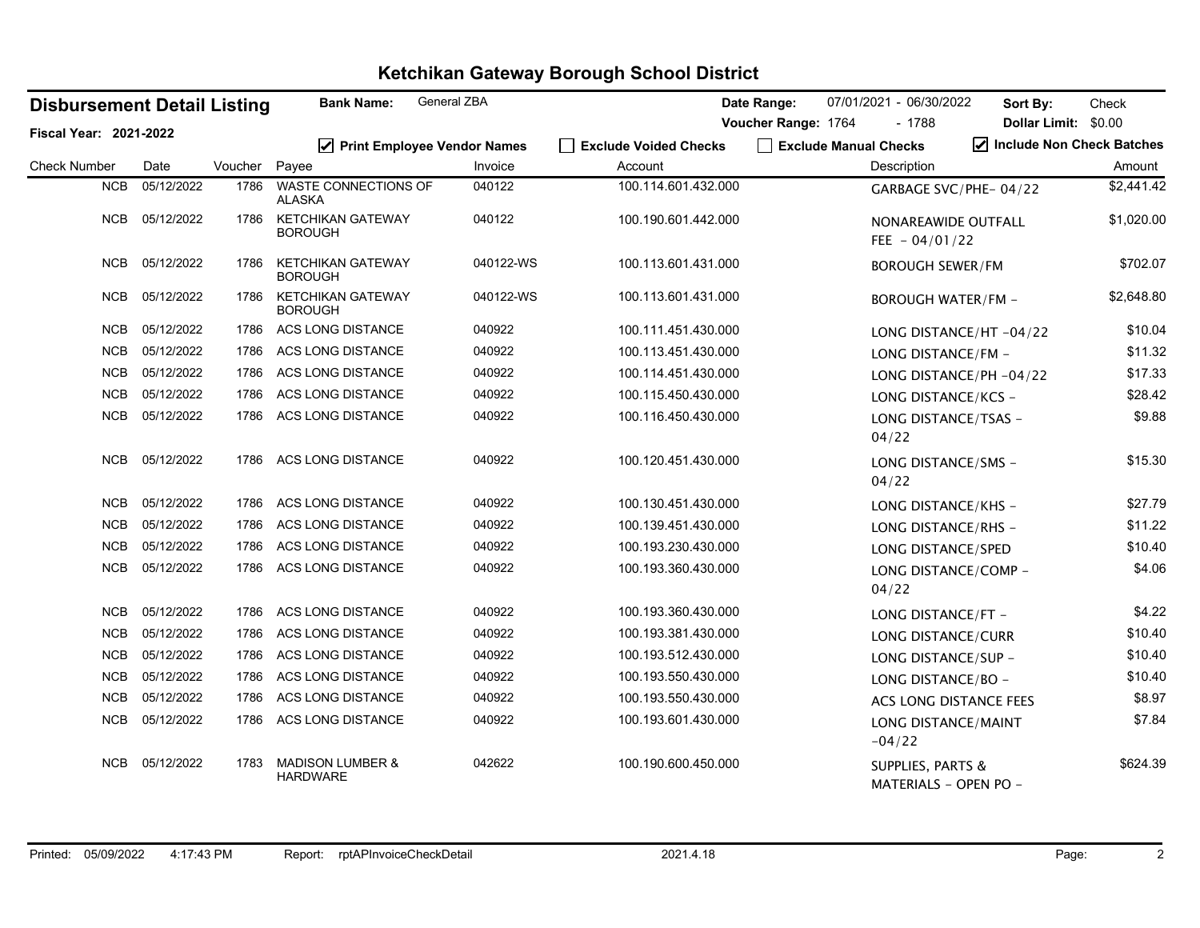# Ketchikan Gateway Borough School District

**Disbursement Detail Listing** | **Bank Name:** General ZBA | **Date Range:** 07/01/2021 - 06/30/2022 | **Sort By:** Check

**Fiscal Year: 2021-2022** | **Voucher Range:** 1764 - 1788 | **Dollar Limit:** $0.00

☑ Print Employee Vendor Names ☐ Exclude Voided Checks ☐ Exclude Manual Checks ☑ Include Non Check Batches

| Check Number | Date | Voucher | Payee | Invoice | Account | Description | Amount |
|---|---|---|---|---|---|---|---|
| NCB | 05/12/2022 | 1786 | WASTE CONNECTIONS OF ALASKA | 040122 | 100.114.601.432.000 | GARBAGE SVC/PHE- 04/22 | $2,441.42 |
| NCB | 05/12/2022 | 1786 | KETCHIKAN GATEWAY BOROUGH | 040122 | 100.190.601.442.000 | NONAREAWIDE OUTFALL FEE - 04/01/22 | $1,020.00 |
| NCB | 05/12/2022 | 1786 | KETCHIKAN GATEWAY BOROUGH | 040122-WS | 100.113.601.431.000 | BOROUGH SEWER/FM | $702.07 |
| NCB | 05/12/2022 | 1786 | KETCHIKAN GATEWAY BOROUGH | 040122-WS | 100.113.601.431.000 | BOROUGH WATER/FM - | $2,648.80 |
| NCB | 05/12/2022 | 1786 | ACS LONG DISTANCE | 040922 | 100.111.451.430.000 | LONG DISTANCE/HT -04/22 | $10.04 |
| NCB | 05/12/2022 | 1786 | ACS LONG DISTANCE | 040922 | 100.113.451.430.000 | LONG DISTANCE/FM - | $11.32 |
| NCB | 05/12/2022 | 1786 | ACS LONG DISTANCE | 040922 | 100.114.451.430.000 | LONG DISTANCE/PH -04/22 | $17.33 |
| NCB | 05/12/2022 | 1786 | ACS LONG DISTANCE | 040922 | 100.115.450.430.000 | LONG DISTANCE/KCS - | $28.42 |
| NCB | 05/12/2022 | 1786 | ACS LONG DISTANCE | 040922 | 100.116.450.430.000 | LONG DISTANCE/TSAS - 04/22 | $9.88 |
| NCB | 05/12/2022 | 1786 | ACS LONG DISTANCE | 040922 | 100.120.451.430.000 | LONG DISTANCE/SMS - 04/22 | $15.30 |
| NCB | 05/12/2022 | 1786 | ACS LONG DISTANCE | 040922 | 100.130.451.430.000 | LONG DISTANCE/KHS - | $27.79 |
| NCB | 05/12/2022 | 1786 | ACS LONG DISTANCE | 040922 | 100.139.451.430.000 | LONG DISTANCE/RHS - | $11.22 |
| NCB | 05/12/2022 | 1786 | ACS LONG DISTANCE | 040922 | 100.193.230.430.000 | LONG DISTANCE/SPED | $10.40 |
| NCB | 05/12/2022 | 1786 | ACS LONG DISTANCE | 040922 | 100.193.360.430.000 | LONG DISTANCE/COMP - 04/22 | $4.06 |
| NCB | 05/12/2022 | 1786 | ACS LONG DISTANCE | 040922 | 100.193.360.430.000 | LONG DISTANCE/FT - | $4.22 |
| NCB | 05/12/2022 | 1786 | ACS LONG DISTANCE | 040922 | 100.193.381.430.000 | LONG DISTANCE/CURR | $10.40 |
| NCB | 05/12/2022 | 1786 | ACS LONG DISTANCE | 040922 | 100.193.512.430.000 | LONG DISTANCE/SUP - | $10.40 |
| NCB | 05/12/2022 | 1786 | ACS LONG DISTANCE | 040922 | 100.193.550.430.000 | LONG DISTANCE/BO - | $10.40 |
| NCB | 05/12/2022 | 1786 | ACS LONG DISTANCE | 040922 | 100.193.550.430.000 | ACS LONG DISTANCE FEES | $8.97 |
| NCB | 05/12/2022 | 1786 | ACS LONG DISTANCE | 040922 | 100.193.601.430.000 | LONG DISTANCE/MAINT -04/22 | $7.84 |
| NCB | 05/12/2022 | 1783 | MADISON LUMBER & HARDWARE | 042622 | 100.190.600.450.000 | SUPPLIES, PARTS & MATERIALS - OPEN PO - | $624.39 |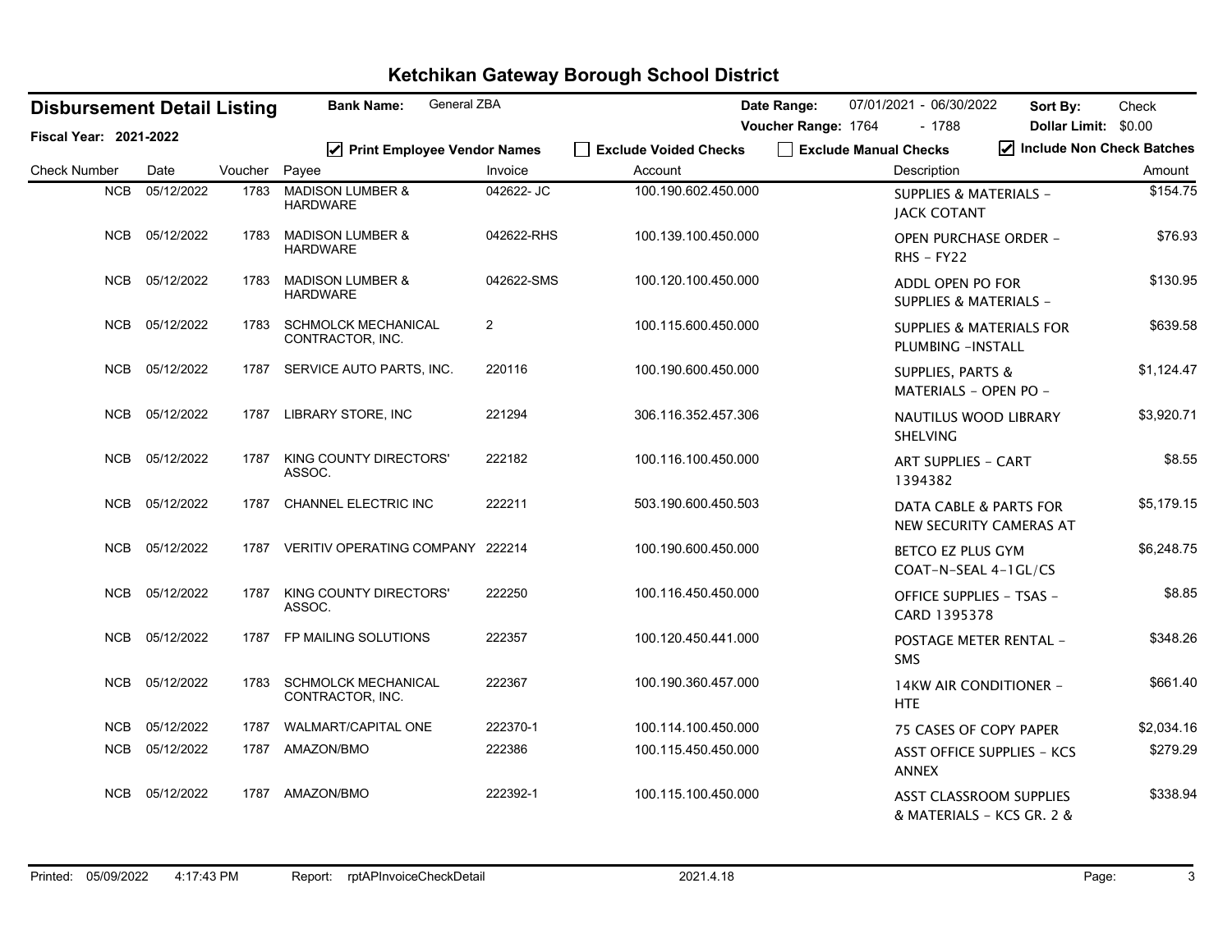# Ketchikan Gateway Borough School District

**Disbursement Detail Listing** | **Bank Name:** General ZBA | **Date Range:** 07/01/2021 - 06/30/2022 | **Sort By:** Check

**Fiscal Year: 2021-2022** | **Voucher Range:** 1764 - 1788 | **Dollar Limit:** $0.00

☑ Print Employee Vendor Names ☐ Exclude Voided Checks ☐ Exclude Manual Checks ☑ Include Non Check Batches

| Check Number | Date | Voucher | Payee | Invoice | Account | Description | Amount |
|---|---|---|---|---|---|---|---|
| NCB | 05/12/2022 | 1783 | MADISON LUMBER & HARDWARE | 042622- JC | 100.190.602.450.000 | SUPPLIES & MATERIALS - JACK COTANT | $154.75 |
| NCB | 05/12/2022 | 1783 | MADISON LUMBER & HARDWARE | 042622-RHS | 100.139.100.450.000 | OPEN PURCHASE ORDER - RHS - FY22 | $76.93 |
| NCB | 05/12/2022 | 1783 | MADISON LUMBER & HARDWARE | 042622-SMS | 100.120.100.450.000 | ADDL OPEN PO FOR SUPPLIES & MATERIALS - | $130.95 |
| NCB | 05/12/2022 | 1783 | SCHMOLCK MECHANICAL CONTRACTOR, INC. | 2 | 100.115.600.450.000 | SUPPLIES & MATERIALS FOR PLUMBING -INSTALL | $639.58 |
| NCB | 05/12/2022 | 1787 | SERVICE AUTO PARTS, INC. | 220116 | 100.190.600.450.000 | SUPPLIES, PARTS & MATERIALS - OPEN PO - | $1,124.47 |
| NCB | 05/12/2022 | 1787 | LIBRARY STORE, INC | 221294 | 306.116.352.457.306 | NAUTILUS WOOD LIBRARY SHELVING | $3,920.71 |
| NCB | 05/12/2022 | 1787 | KING COUNTY DIRECTORS' ASSOC. | 222182 | 100.116.100.450.000 | ART SUPPLIES - CART 1394382 | $8.55 |
| NCB | 05/12/2022 | 1787 | CHANNEL ELECTRIC INC | 222211 | 503.190.600.450.503 | DATA CABLE & PARTS FOR NEW SECURITY CAMERAS AT | $5,179.15 |
| NCB | 05/12/2022 | 1787 | VERITIV OPERATING COMPANY | 222214 | 100.190.600.450.000 | BETCO EZ PLUS GYM COAT-N-SEAL 4-1GL/CS | $6,248.75 |
| NCB | 05/12/2022 | 1787 | KING COUNTY DIRECTORS' ASSOC. | 222250 | 100.116.450.450.000 | OFFICE SUPPLIES - TSAS - CARD 1395378 | $8.85 |
| NCB | 05/12/2022 | 1787 | FP MAILING SOLUTIONS | 222357 | 100.120.450.441.000 | POSTAGE METER RENTAL - SMS | $348.26 |
| NCB | 05/12/2022 | 1783 | SCHMOLCK MECHANICAL CONTRACTOR, INC. | 222367 | 100.190.360.457.000 | 14KW AIR CONDITIONER - HTE | $661.40 |
| NCB | 05/12/2022 | 1787 | WALMART/CAPITAL ONE | 222370-1 | 100.114.100.450.000 | 75 CASES OF COPY PAPER | $2,034.16 |
| NCB | 05/12/2022 | 1787 | AMAZON/BMO | 222386 | 100.115.450.450.000 | ASST OFFICE SUPPLIES - KCS ANNEX | $279.29 |
| NCB | 05/12/2022 | 1787 | AMAZON/BMO | 222392-1 | 100.115.100.450.000 | ASST CLASSROOM SUPPLIES & MATERIALS - KCS GR. 2 & | $338.94 |

Printed: 05/09/2022 4:17:43 PM Report: rptAPInvoiceCheckDetail 2021.4.18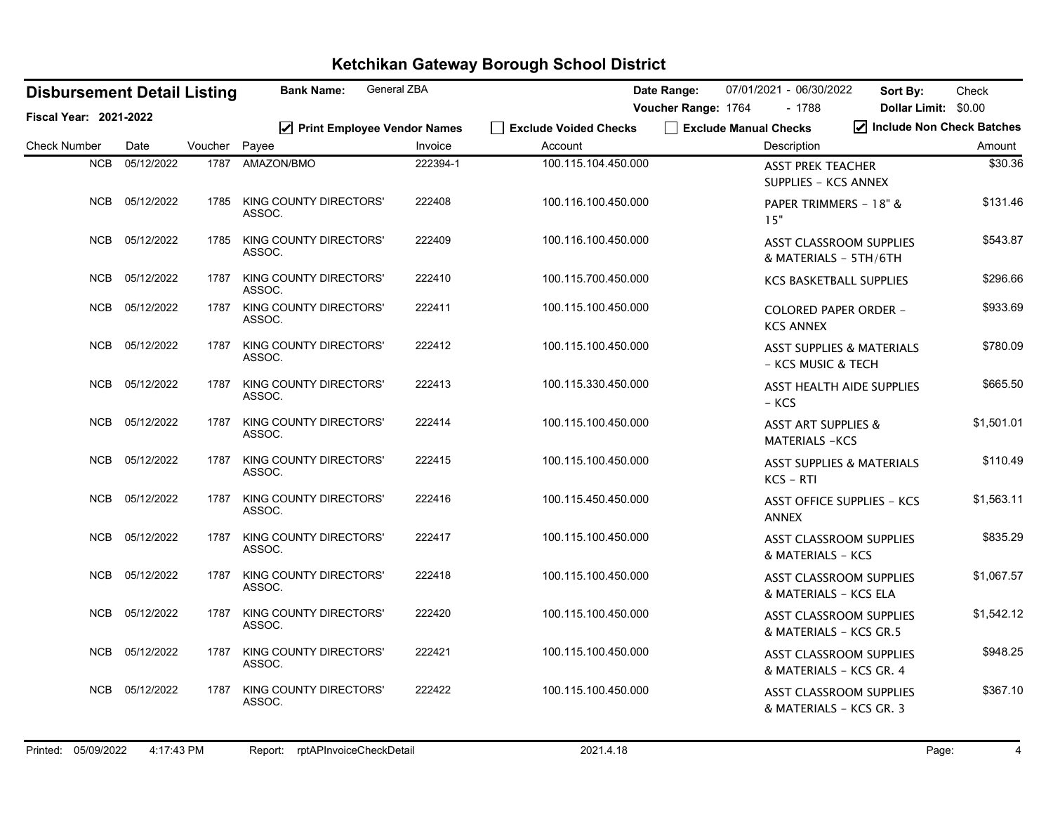# Ketchikan Gateway Borough School District

**Disbursement Detail Listing** | **Bank Name:** General ZBA | **Date Range:** 07/01/2021 - 06/30/2022 | **Sort By:** Check

**Fiscal Year: 2021-2022** | **Voucher Range:** 1764 - 1788 | **Dollar Limit:** $0.00

☑ Print Employee Vendor Names | ☐ Exclude Voided Checks | ☐ Exclude Manual Checks | ☑ Include Non Check Batches

| Check Number | Date | Voucher | Payee | Invoice | Account | Description | Amount |
|---|---|---|---|---|---|---|---|
| NCB | 05/12/2022 | 1787 | AMAZON/BMO | 222394-1 | 100.115.104.450.000 | ASST PREK TEACHER SUPPLIES - KCS ANNEX | $30.36 |
| NCB | 05/12/2022 | 1785 | KING COUNTY DIRECTORS' ASSOC. | 222408 | 100.116.100.450.000 | PAPER TRIMMERS - 18" & 15" | $131.46 |
| NCB | 05/12/2022 | 1785 | KING COUNTY DIRECTORS' ASSOC. | 222409 | 100.116.100.450.000 | ASST CLASSROOM SUPPLIES & MATERIALS - 5TH/6TH | $543.87 |
| NCB | 05/12/2022 | 1787 | KING COUNTY DIRECTORS' ASSOC. | 222410 | 100.115.700.450.000 | KCS BASKETBALL SUPPLIES | $296.66 |
| NCB | 05/12/2022 | 1787 | KING COUNTY DIRECTORS' ASSOC. | 222411 | 100.115.100.450.000 | COLORED PAPER ORDER - KCS ANNEX | $933.69 |
| NCB | 05/12/2022 | 1787 | KING COUNTY DIRECTORS' ASSOC. | 222412 | 100.115.100.450.000 | ASST SUPPLIES & MATERIALS - KCS MUSIC & TECH | $780.09 |
| NCB | 05/12/2022 | 1787 | KING COUNTY DIRECTORS' ASSOC. | 222413 | 100.115.330.450.000 | ASST HEALTH AIDE SUPPLIES - KCS | $665.50 |
| NCB | 05/12/2022 | 1787 | KING COUNTY DIRECTORS' ASSOC. | 222414 | 100.115.100.450.000 | ASST ART SUPPLIES & MATERIALS -KCS | $1,501.01 |
| NCB | 05/12/2022 | 1787 | KING COUNTY DIRECTORS' ASSOC. | 222415 | 100.115.100.450.000 | ASST SUPPLIES & MATERIALS KCS - RTI | $110.49 |
| NCB | 05/12/2022 | 1787 | KING COUNTY DIRECTORS' ASSOC. | 222416 | 100.115.450.450.000 | ASST OFFICE SUPPLIES - KCS ANNEX | $1,563.11 |
| NCB | 05/12/2022 | 1787 | KING COUNTY DIRECTORS' ASSOC. | 222417 | 100.115.100.450.000 | ASST CLASSROOM SUPPLIES & MATERIALS - KCS | $835.29 |
| NCB | 05/12/2022 | 1787 | KING COUNTY DIRECTORS' ASSOC. | 222418 | 100.115.100.450.000 | ASST CLASSROOM SUPPLIES & MATERIALS - KCS ELA | $1,067.57 |
| NCB | 05/12/2022 | 1787 | KING COUNTY DIRECTORS' ASSOC. | 222420 | 100.115.100.450.000 | ASST CLASSROOM SUPPLIES & MATERIALS - KCS GR.5 | $1,542.12 |
| NCB | 05/12/2022 | 1787 | KING COUNTY DIRECTORS' ASSOC. | 222421 | 100.115.100.450.000 | ASST CLASSROOM SUPPLIES & MATERIALS - KCS GR. 4 | $948.25 |
| NCB | 05/12/2022 | 1787 | KING COUNTY DIRECTORS' ASSOC. | 222422 | 100.115.100.450.000 | ASST CLASSROOM SUPPLIES & MATERIALS - KCS GR. 3 | $367.10 |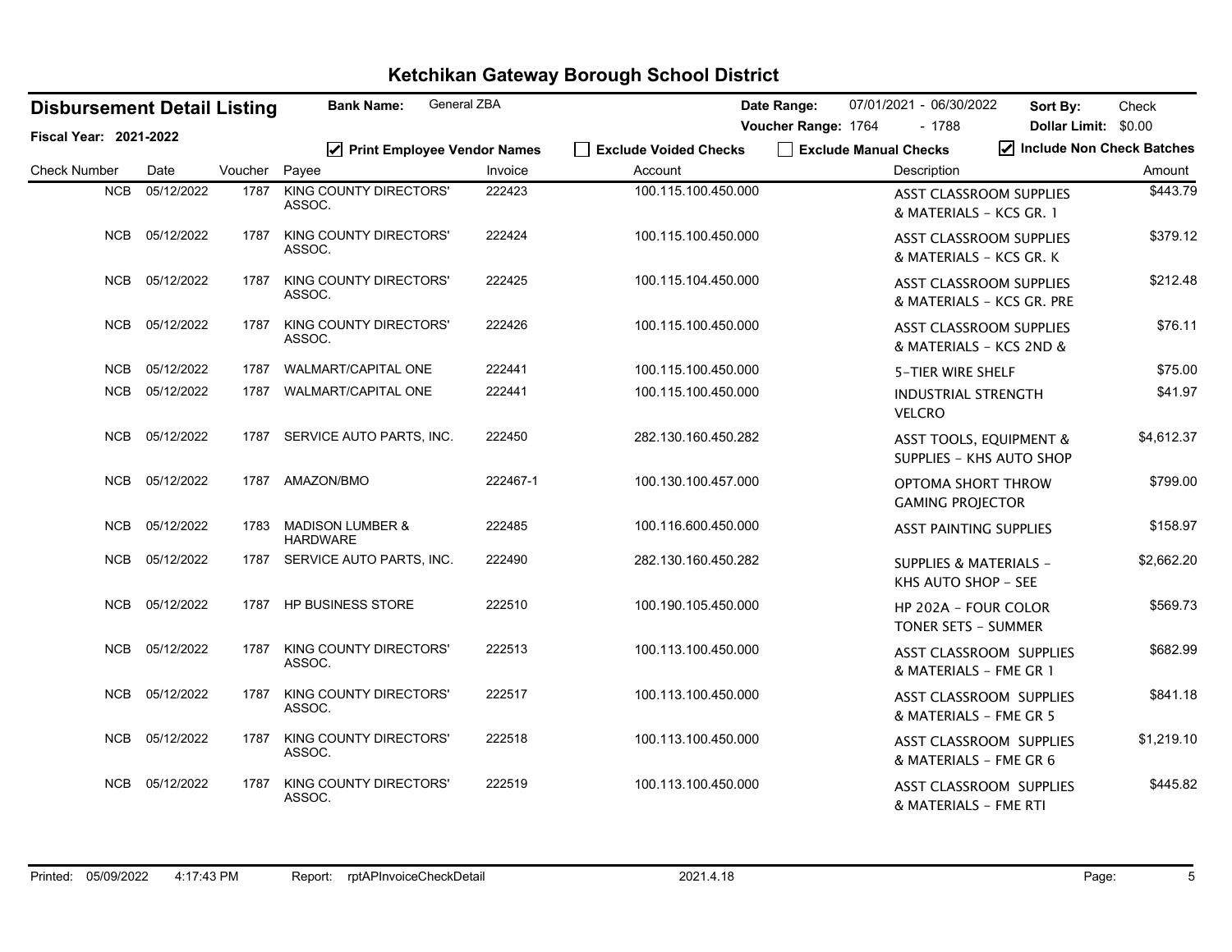# Ketchikan Gateway Borough School District

**Disbursement Detail Listing** | **Bank Name:** General ZBA | **Date Range:** 07/01/2021 - 06/30/2022 | **Sort By:** Check

**Fiscal Year: 2021-2022** | **Voucher Range:** 1764 - 1788 | **Dollar Limit:** $0.00

☑ Print Employee Vendor Names ☐ Exclude Voided Checks ☐ Exclude Manual Checks ☑ Include Non Check Batches

| Check Number | Date | Voucher | Payee | Invoice | Account | Description | Amount |
|---|---|---|---|---|---|---|---|
| NCB | 05/12/2022 | 1787 | KING COUNTY DIRECTORS' ASSOC. | 222423 | 100.115.100.450.000 | ASST CLASSROOM SUPPLIES & MATERIALS - KCS GR. 1 | $443.79 |
| NCB | 05/12/2022 | 1787 | KING COUNTY DIRECTORS' ASSOC. | 222424 | 100.115.100.450.000 | ASST CLASSROOM SUPPLIES & MATERIALS - KCS GR. K | $379.12 |
| NCB | 05/12/2022 | 1787 | KING COUNTY DIRECTORS' ASSOC. | 222425 | 100.115.104.450.000 | ASST CLASSROOM SUPPLIES & MATERIALS - KCS GR. PRE | $212.48 |
| NCB | 05/12/2022 | 1787 | KING COUNTY DIRECTORS' ASSOC. | 222426 | 100.115.100.450.000 | ASST CLASSROOM SUPPLIES & MATERIALS - KCS 2ND & | $76.11 |
| NCB | 05/12/2022 | 1787 | WALMART/CAPITAL ONE | 222441 | 100.115.100.450.000 | 5-TIER WIRE SHELF | $75.00 |
| NCB | 05/12/2022 | 1787 | WALMART/CAPITAL ONE | 222441 | 100.115.100.450.000 | INDUSTRIAL STRENGTH VELCRO | $41.97 |
| NCB | 05/12/2022 | 1787 | SERVICE AUTO PARTS, INC. | 222450 | 282.130.160.450.282 | ASST TOOLS, EQUIPMENT & SUPPLIES - KHS AUTO SHOP | $4,612.37 |
| NCB | 05/12/2022 | 1787 | AMAZON/BMO | 222467-1 | 100.130.100.457.000 | OPTOMA SHORT THROW GAMING PROJECTOR | $799.00 |
| NCB | 05/12/2022 | 1783 | MADISON LUMBER & HARDWARE | 222485 | 100.116.600.450.000 | ASST PAINTING SUPPLIES | $158.97 |
| NCB | 05/12/2022 | 1787 | SERVICE AUTO PARTS, INC. | 222490 | 282.130.160.450.282 | SUPPLIES & MATERIALS - KHS AUTO SHOP - SEE | $2,662.20 |
| NCB | 05/12/2022 | 1787 | HP BUSINESS STORE | 222510 | 100.190.105.450.000 | HP 202A - FOUR COLOR TONER SETS - SUMMER | $569.73 |
| NCB | 05/12/2022 | 1787 | KING COUNTY DIRECTORS' ASSOC. | 222513 | 100.113.100.450.000 | ASST CLASSROOM SUPPLIES & MATERIALS - FME GR 1 | $682.99 |
| NCB | 05/12/2022 | 1787 | KING COUNTY DIRECTORS' ASSOC. | 222517 | 100.113.100.450.000 | ASST CLASSROOM SUPPLIES & MATERIALS - FME GR 5 | $841.18 |
| NCB | 05/12/2022 | 1787 | KING COUNTY DIRECTORS' ASSOC. | 222518 | 100.113.100.450.000 | ASST CLASSROOM SUPPLIES & MATERIALS - FME GR 6 | $1,219.10 |
| NCB | 05/12/2022 | 1787 | KING COUNTY DIRECTORS' ASSOC. | 222519 | 100.113.100.450.000 | ASST CLASSROOM SUPPLIES & MATERIALS - FME RTI | $445.82 |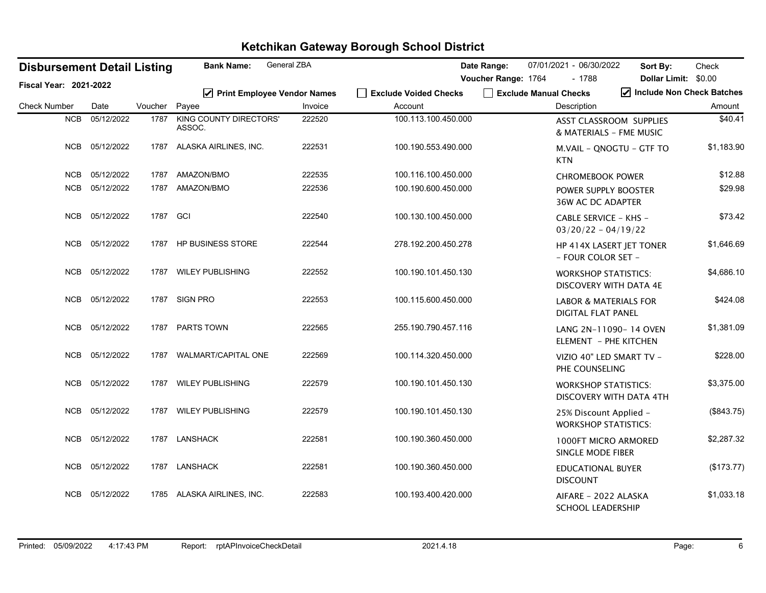# Ketchikan Gateway Borough School District

**Disbursement Detail Listing** | **Bank Name:** General ZBA | **Date Range:** 07/01/2021 - 06/30/2022 | **Sort By:** Check

**Fiscal Year: 2021-2022** | **Voucher Range:** 1764 - 1788 | **Dollar Limit:** $0.00

☑ Print Employee Vendor Names ☐ Exclude Voided Checks ☐ Exclude Manual Checks ☑ Include Non Check Batches

| Check Number | Date | Voucher | Payee | Invoice | Account | Description | Amount |
|---|---|---|---|---|---|---|---|
| NCB | 05/12/2022 | 1787 | KING COUNTY DIRECTORS' ASSOC. | 222520 | 100.113.100.450.000 | ASST CLASSROOM SUPPLIES & MATERIALS - FME MUSIC | $40.41 |
| NCB | 05/12/2022 | 1787 | ALASKA AIRLINES, INC. | 222531 | 100.190.553.490.000 | M.VAIL - QNOGTU - GTF TO KTN | $1,183.90 |
| NCB | 05/12/2022 | 1787 | AMAZON/BMO | 222535 | 100.116.100.450.000 | CHROMEBOOK POWER | $12.88 |
| NCB | 05/12/2022 | 1787 | AMAZON/BMO | 222536 | 100.190.600.450.000 | POWER SUPPLY BOOSTER 36W AC DC ADAPTER | $29.98 |
| NCB | 05/12/2022 | 1787 | GCI | 222540 | 100.130.100.450.000 | CABLE SERVICE - KHS - 03/20/22 - 04/19/22 | $73.42 |
| NCB | 05/12/2022 | 1787 | HP BUSINESS STORE | 222544 | 278.192.200.450.278 | HP 414X LASERT JET TONER - FOUR COLOR SET - | $1,646.69 |
| NCB | 05/12/2022 | 1787 | WILEY PUBLISHING | 222552 | 100.190.101.450.130 | WORKSHOP STATISTICS: DISCOVERY WITH DATA 4E | $4,686.10 |
| NCB | 05/12/2022 | 1787 | SIGN PRO | 222553 | 100.115.600.450.000 | LABOR & MATERIALS FOR DIGITAL FLAT PANEL | $424.08 |
| NCB | 05/12/2022 | 1787 | PARTS TOWN | 222565 | 255.190.790.457.116 | LANG 2N-11090- 14 OVEN ELEMENT - PHE KITCHEN | $1,381.09 |
| NCB | 05/12/2022 | 1787 | WALMART/CAPITAL ONE | 222569 | 100.114.320.450.000 | VIZIO 40" LED SMART TV - PHE COUNSELING | $228.00 |
| NCB | 05/12/2022 | 1787 | WILEY PUBLISHING | 222579 | 100.190.101.450.130 | WORKSHOP STATISTICS: DISCOVERY WITH DATA 4TH | $3,375.00 |
| NCB | 05/12/2022 | 1787 | WILEY PUBLISHING | 222579 | 100.190.101.450.130 | 25% Discount Applied - WORKSHOP STATISTICS: | ($843.75) |
| NCB | 05/12/2022 | 1787 | LANSHACK | 222581 | 100.190.360.450.000 | 1000FT MICRO ARMORED SINGLE MODE FIBER | $2,287.32 |
| NCB | 05/12/2022 | 1787 | LANSHACK | 222581 | 100.190.360.450.000 | EDUCATIONAL BUYER DISCOUNT | ($173.77) |
| NCB | 05/12/2022 | 1785 | ALASKA AIRLINES, INC. | 222583 | 100.193.400.420.000 | AIFARE - 2022 ALASKA SCHOOL LEADERSHIP | $1,033.18 |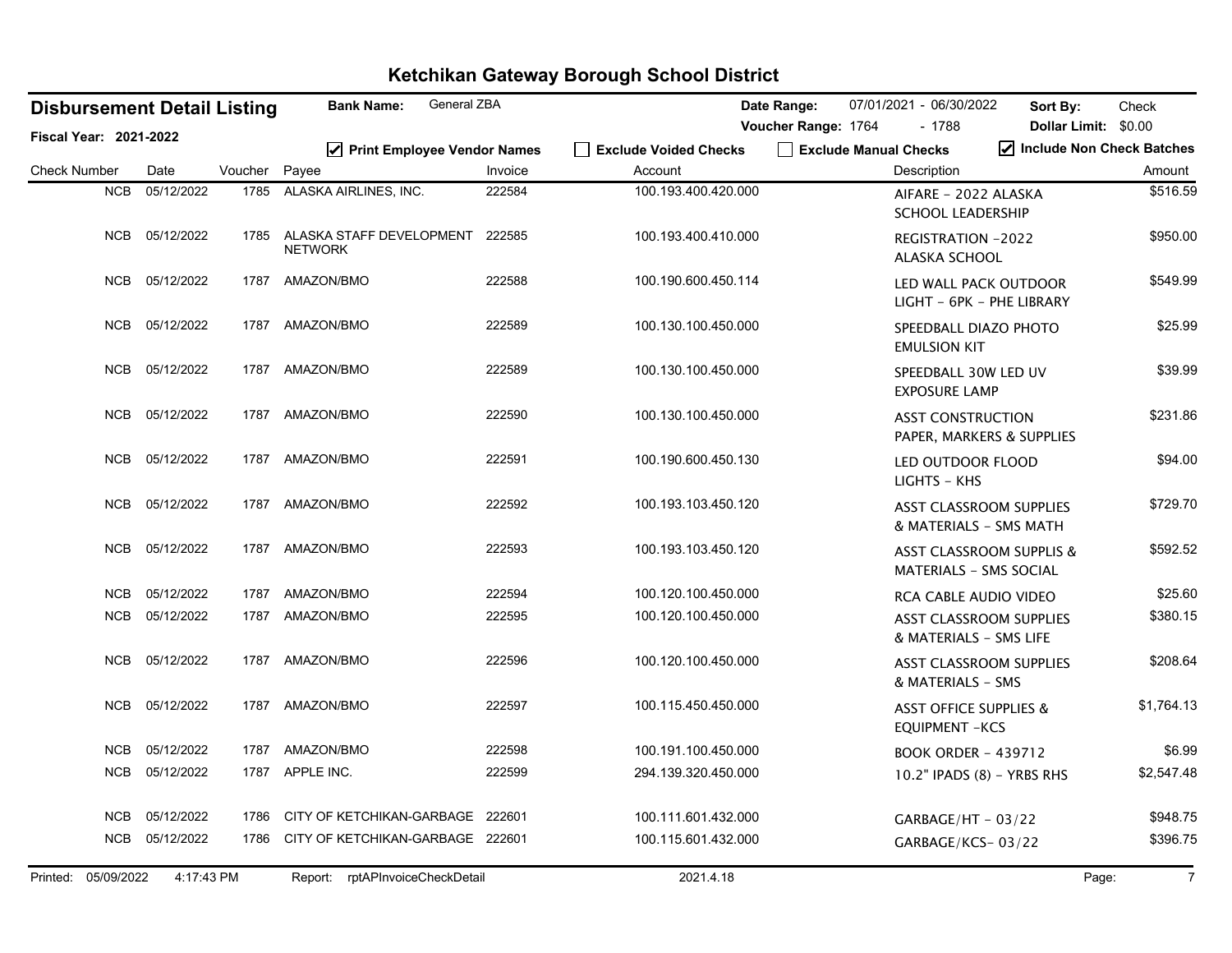# Ketchikan Gateway Borough School District

**Disbursement Detail Listing**

**Fiscal Year: 2021-2022**

**Bank Name:** General ZBA

**Date Range:** 07/01/2021 - 06/30/2022

**Voucher Range:** 1764 - 1788

**Sort By:** Check

**Dollar Limit:** $0.00

☑ Print Employee Vendor Names ☐ Exclude Voided Checks ☐ Exclude Manual Checks ☑ Include Non Check Batches

| Check Number | Date | Voucher | Payee | Invoice | Account | Description | Amount |
|---|---|---|---|---|---|---|---|
| NCB | 05/12/2022 | 1785 | ALASKA AIRLINES, INC. | 222584 | 100.193.400.420.000 | AIFARE - 2022 ALASKA SCHOOL LEADERSHIP | $516.59 |
| NCB | 05/12/2022 | 1785 | ALASKA STAFF DEVELOPMENT NETWORK | 222585 | 100.193.400.410.000 | REGISTRATION -2022 ALASKA SCHOOL | $950.00 |
| NCB | 05/12/2022 | 1787 | AMAZON/BMO | 222588 | 100.190.600.450.114 | LED WALL PACK OUTDOOR LIGHT - 6PK - PHE LIBRARY | $549.99 |
| NCB | 05/12/2022 | 1787 | AMAZON/BMO | 222589 | 100.130.100.450.000 | SPEEDBALL DIAZO PHOTO EMULSION KIT | $25.99 |
| NCB | 05/12/2022 | 1787 | AMAZON/BMO | 222589 | 100.130.100.450.000 | SPEEDBALL 30W LED UV EXPOSURE LAMP | $39.99 |
| NCB | 05/12/2022 | 1787 | AMAZON/BMO | 222590 | 100.130.100.450.000 | ASST CONSTRUCTION PAPER, MARKERS & SUPPLIES | $231.86 |
| NCB | 05/12/2022 | 1787 | AMAZON/BMO | 222591 | 100.190.600.450.130 | LED OUTDOOR FLOOD LIGHTS - KHS | $94.00 |
| NCB | 05/12/2022 | 1787 | AMAZON/BMO | 222592 | 100.193.103.450.120 | ASST CLASSROOM SUPPLIES & MATERIALS - SMS MATH | $729.70 |
| NCB | 05/12/2022 | 1787 | AMAZON/BMO | 222593 | 100.193.103.450.120 | ASST CLASSROOM SUPPLIS & MATERIALS - SMS SOCIAL | $592.52 |
| NCB | 05/12/2022 | 1787 | AMAZON/BMO | 222594 | 100.120.100.450.000 | RCA CABLE AUDIO VIDEO | $25.60 |
| NCB | 05/12/2022 | 1787 | AMAZON/BMO | 222595 | 100.120.100.450.000 | ASST CLASSROOM SUPPLIES & MATERIALS - SMS LIFE | $380.15 |
| NCB | 05/12/2022 | 1787 | AMAZON/BMO | 222596 | 100.120.100.450.000 | ASST CLASSROOM SUPPLIES & MATERIALS - SMS | $208.64 |
| NCB | 05/12/2022 | 1787 | AMAZON/BMO | 222597 | 100.115.450.450.000 | ASST OFFICE SUPPLIES & EQUIPMENT -KCS | $1,764.13 |
| NCB | 05/12/2022 | 1787 | AMAZON/BMO | 222598 | 100.191.100.450.000 | BOOK ORDER - 439712 | $6.99 |
| NCB | 05/12/2022 | 1787 | APPLE INC. | 222599 | 294.139.320.450.000 | 10.2" IPADS (8) - YRBS RHS | $2,547.48 |
| NCB | 05/12/2022 | 1786 | CITY OF KETCHIKAN-GARBAGE | 222601 | 100.111.601.432.000 | GARBAGE/HT - 03/22 | $948.75 |
| NCB | 05/12/2022 | 1786 | CITY OF KETCHIKAN-GARBAGE | 222601 | 100.115.601.432.000 | GARBAGE/KCS- 03/22 | $396.75 |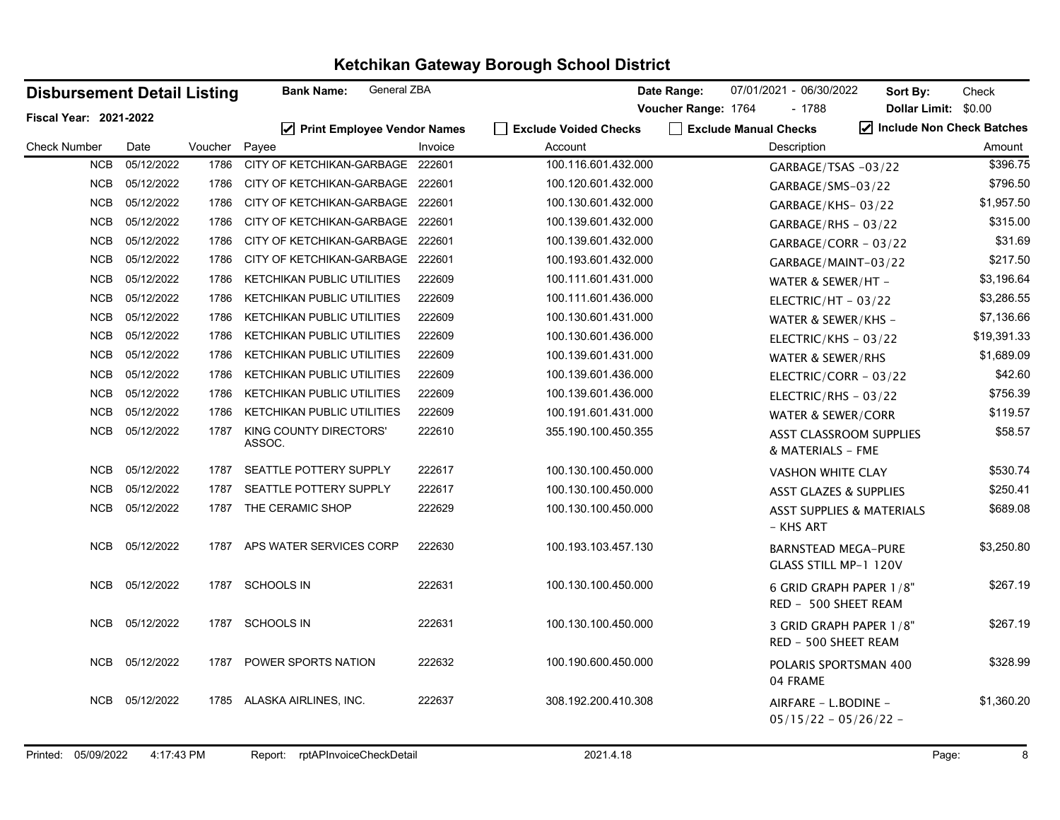# Ketchikan Gateway Borough School District

**Disbursement Detail Listing**

**Fiscal Year: 2021-2022**

**Bank Name:** General ZBA

**Date Range:** 07/01/2021 - 06/30/2022

**Voucher Range:** 1764 - 1788

**Sort By:** Check

**Dollar Limit:** $0.00

☑ **Print Employee Vendor Names** ☐ **Exclude Voided Checks** ☐ **Exclude Manual Checks** ☑ **Include Non Check Batches**

| Check Number | Date | Voucher | Payee | Invoice | Account | Description | Amount |
|---|---|---|---|---|---|---|---|
| NCB | 05/12/2022 | 1786 | CITY OF KETCHIKAN-GARBAGE | 222601 | 100.116.601.432.000 | GARBAGE/TSAS -03/22 | $396.75 |
| NCB | 05/12/2022 | 1786 | CITY OF KETCHIKAN-GARBAGE | 222601 | 100.120.601.432.000 | GARBAGE/SMS-03/22 | $796.50 |
| NCB | 05/12/2022 | 1786 | CITY OF KETCHIKAN-GARBAGE | 222601 | 100.130.601.432.000 | GARBAGE/KHS- 03/22 | $1,957.50 |
| NCB | 05/12/2022 | 1786 | CITY OF KETCHIKAN-GARBAGE | 222601 | 100.139.601.432.000 | GARBAGE/RHS - 03/22 | $315.00 |
| NCB | 05/12/2022 | 1786 | CITY OF KETCHIKAN-GARBAGE | 222601 | 100.139.601.432.000 | GARBAGE/CORR - 03/22 | $31.69 |
| NCB | 05/12/2022 | 1786 | CITY OF KETCHIKAN-GARBAGE | 222601 | 100.193.601.432.000 | GARBAGE/MAINT-03/22 | $217.50 |
| NCB | 05/12/2022 | 1786 | KETCHIKAN PUBLIC UTILITIES | 222609 | 100.111.601.431.000 | WATER & SEWER/HT - | $3,196.64 |
| NCB | 05/12/2022 | 1786 | KETCHIKAN PUBLIC UTILITIES | 222609 | 100.111.601.436.000 | ELECTRIC/HT - 03/22 | $3,286.55 |
| NCB | 05/12/2022 | 1786 | KETCHIKAN PUBLIC UTILITIES | 222609 | 100.130.601.431.000 | WATER & SEWER/KHS - | $7,136.66 |
| NCB | 05/12/2022 | 1786 | KETCHIKAN PUBLIC UTILITIES | 222609 | 100.130.601.436.000 | ELECTRIC/KHS - 03/22 | $19,391.33 |
| NCB | 05/12/2022 | 1786 | KETCHIKAN PUBLIC UTILITIES | 222609 | 100.139.601.431.000 | WATER & SEWER/RHS | $1,689.09 |
| NCB | 05/12/2022 | 1786 | KETCHIKAN PUBLIC UTILITIES | 222609 | 100.139.601.436.000 | ELECTRIC/CORR - 03/22 | $42.60 |
| NCB | 05/12/2022 | 1786 | KETCHIKAN PUBLIC UTILITIES | 222609 | 100.139.601.436.000 | ELECTRIC/RHS - 03/22 | $756.39 |
| NCB | 05/12/2022 | 1786 | KETCHIKAN PUBLIC UTILITIES | 222609 | 100.191.601.431.000 | WATER & SEWER/CORR | $119.57 |
| NCB | 05/12/2022 | 1787 | KING COUNTY DIRECTORS' ASSOC. | 222610 | 355.190.100.450.355 | ASST CLASSROOM SUPPLIES & MATERIALS - FME | $58.57 |
| NCB | 05/12/2022 | 1787 | SEATTLE POTTERY SUPPLY | 222617 | 100.130.100.450.000 | VASHON WHITE CLAY | $530.74 |
| NCB | 05/12/2022 | 1787 | SEATTLE POTTERY SUPPLY | 222617 | 100.130.100.450.000 | ASST GLAZES & SUPPLIES | $250.41 |
| NCB | 05/12/2022 | 1787 | THE CERAMIC SHOP | 222629 | 100.130.100.450.000 | ASST SUPPLIES & MATERIALS - KHS ART | $689.08 |
| NCB | 05/12/2022 | 1787 | APS WATER SERVICES CORP | 222630 | 100.193.103.457.130 | BARNSTEAD MEGA-PURE GLASS STILL MP-1 120V | $3,250.80 |
| NCB | 05/12/2022 | 1787 | SCHOOLS IN | 222631 | 100.130.100.450.000 | 6 GRID GRAPH PAPER 1/8" RED - 500 SHEET REAM | $267.19 |
| NCB | 05/12/2022 | 1787 | SCHOOLS IN | 222631 | 100.130.100.450.000 | 3 GRID GRAPH PAPER 1/8" RED - 500 SHEET REAM | $267.19 |
| NCB | 05/12/2022 | 1787 | POWER SPORTS NATION | 222632 | 100.190.600.450.000 | POLARIS SPORTSMAN 400 04 FRAME | $328.99 |
| NCB | 05/12/2022 | 1785 | ALASKA AIRLINES, INC. | 222637 | 308.192.200.410.308 | AIRFARE - L.BODINE - 05/15/22 - 05/26/22 - | $1,360.20 |

Printed: 05/09/2022 4:17:43 PM Report: rptAPInvoiceCheckDetail 2021.4.18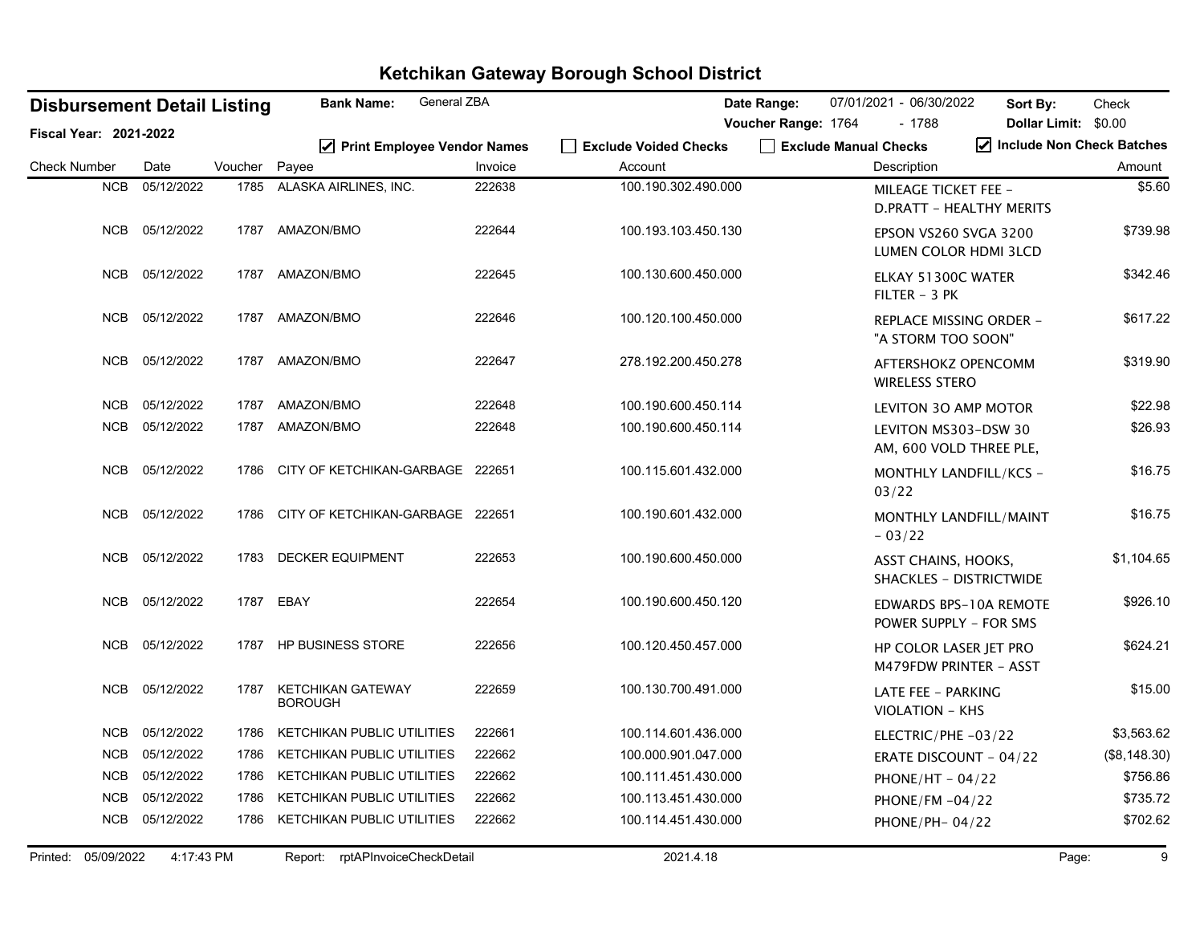# Ketchikan Gateway Borough School District

**Disbursement Detail Listing**

**Fiscal Year: 2021-2022**

**Bank Name:** General ZBA

**Date Range:** 07/01/2021 - 06/30/2022

**Voucher Range:** 1764 - 1788

**Sort By:** Check

**Dollar Limit:** $0.00

☑ Print Employee Vendor Names ☐ Exclude Voided Checks ☐ Exclude Manual Checks ☑ Include Non Check Batches

| Check Number | Date | Voucher | Payee | Invoice | Account | Description | Amount |
|---|---|---|---|---|---|---|---|
| NCB | 05/12/2022 | 1785 | ALASKA AIRLINES, INC. | 222638 | 100.190.302.490.000 | MILEAGE TICKET FEE - D.PRATT - HEALTHY MERITS | $5.60 |
| NCB | 05/12/2022 | 1787 | AMAZON/BMO | 222644 | 100.193.103.450.130 | EPSON VS260 SVGA 3200 LUMEN COLOR HDMI 3LCD | $739.98 |
| NCB | 05/12/2022 | 1787 | AMAZON/BMO | 222645 | 100.130.600.450.000 | ELKAY 51300C WATER FILTER - 3 PK | $342.46 |
| NCB | 05/12/2022 | 1787 | AMAZON/BMO | 222646 | 100.120.100.450.000 | REPLACE MISSING ORDER - "A STORM TOO SOON" | $617.22 |
| NCB | 05/12/2022 | 1787 | AMAZON/BMO | 222647 | 278.192.200.450.278 | AFTERSHOKZ OPENCOMM WIRELESS STERO | $319.90 |
| NCB | 05/12/2022 | 1787 | AMAZON/BMO | 222648 | 100.190.600.450.114 | LEVITON 3O AMP MOTOR | $22.98 |
| NCB | 05/12/2022 | 1787 | AMAZON/BMO | 222648 | 100.190.600.450.114 | LEVITON MS303-DSW 30 AM, 600 VOLD THREE PLE, | $26.93 |
| NCB | 05/12/2022 | 1786 | CITY OF KETCHIKAN-GARBAGE | 222651 | 100.115.601.432.000 | MONTHLY LANDFILL/KCS - 03/22 | $16.75 |
| NCB | 05/12/2022 | 1786 | CITY OF KETCHIKAN-GARBAGE | 222651 | 100.190.601.432.000 | MONTHLY LANDFILL/MAINT - 03/22 | $16.75 |
| NCB | 05/12/2022 | 1783 | DECKER EQUIPMENT | 222653 | 100.190.600.450.000 | ASST CHAINS, HOOKS, SHACKLES - DISTRICTWIDE | $1,104.65 |
| NCB | 05/12/2022 | 1787 | EBAY | 222654 | 100.190.600.450.120 | EDWARDS BPS-10A REMOTE POWER SUPPLY - FOR SMS | $926.10 |
| NCB | 05/12/2022 | 1787 | HP BUSINESS STORE | 222656 | 100.120.450.457.000 | HP COLOR LASER JET PRO M479FDW PRINTER - ASST | $624.21 |
| NCB | 05/12/2022 | 1787 | KETCHIKAN GATEWAY BOROUGH | 222659 | 100.130.700.491.000 | LATE FEE - PARKING VIOLATION - KHS | $15.00 |
| NCB | 05/12/2022 | 1786 | KETCHIKAN PUBLIC UTILITIES | 222661 | 100.114.601.436.000 | ELECTRIC/PHE -03/22 | $3,563.62 |
| NCB | 05/12/2022 | 1786 | KETCHIKAN PUBLIC UTILITIES | 222662 | 100.000.901.047.000 | ERATE DISCOUNT - 04/22 | ($8,148.30) |
| NCB | 05/12/2022 | 1786 | KETCHIKAN PUBLIC UTILITIES | 222662 | 100.111.451.430.000 | PHONE/HT - 04/22 | $756.86 |
| NCB | 05/12/2022 | 1786 | KETCHIKAN PUBLIC UTILITIES | 222662 | 100.113.451.430.000 | PHONE/FM -04/22 | $735.72 |
| NCB | 05/12/2022 | 1786 | KETCHIKAN PUBLIC UTILITIES | 222662 | 100.114.451.430.000 | PHONE/PH- 04/22 | $702.62 |

Printed: 05/09/2022 4:17:43 PM Report: rptAPInvoiceCheckDetail 2021.4.18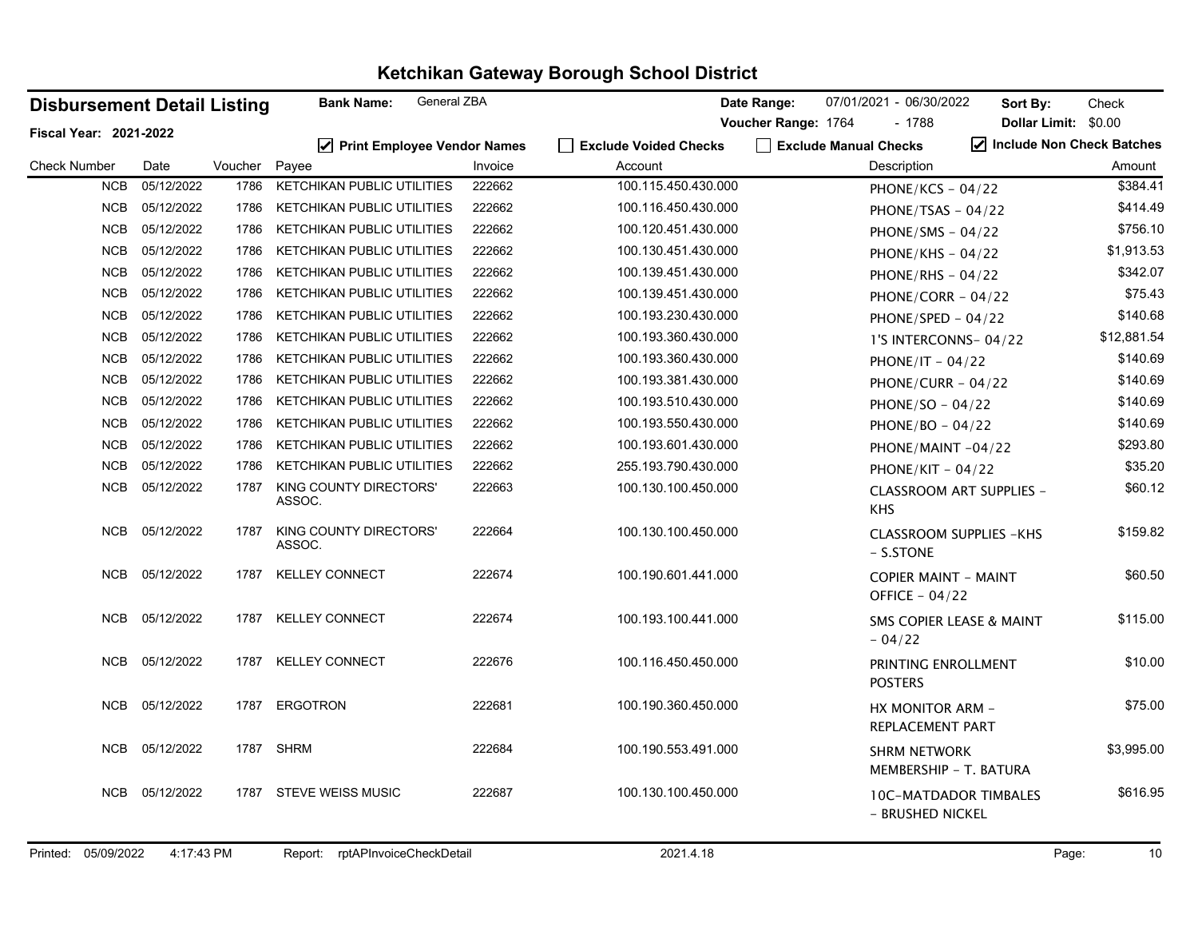# Ketchikan Gateway Borough School District

**Disbursement Detail Listing** | **Bank Name:** General ZBA | **Date Range:** 07/01/2021 - 06/30/2022 | **Sort By:** Check

**Fiscal Year: 2021-2022** | **Voucher Range:** 1764 - 1788 | **Dollar Limit:** $0.00

☑ Print Employee Vendor Names ☐ Exclude Voided Checks ☐ Exclude Manual Checks ☑ Include Non Check Batches

| Check Number | Date | Voucher | Payee | Invoice | Account | Description | Amount |
|---|---|---|---|---|---|---|---|
| NCB | 05/12/2022 | 1786 | KETCHIKAN PUBLIC UTILITIES | 222662 | 100.115.450.430.000 | PHONE/KCS - 04/22 | $384.41 |
| NCB | 05/12/2022 | 1786 | KETCHIKAN PUBLIC UTILITIES | 222662 | 100.116.450.430.000 | PHONE/TSAS - 04/22 | $414.49 |
| NCB | 05/12/2022 | 1786 | KETCHIKAN PUBLIC UTILITIES | 222662 | 100.120.451.430.000 | PHONE/SMS - 04/22 | $756.10 |
| NCB | 05/12/2022 | 1786 | KETCHIKAN PUBLIC UTILITIES | 222662 | 100.130.451.430.000 | PHONE/KHS - 04/22 | $1,913.53 |
| NCB | 05/12/2022 | 1786 | KETCHIKAN PUBLIC UTILITIES | 222662 | 100.139.451.430.000 | PHONE/RHS - 04/22 | $342.07 |
| NCB | 05/12/2022 | 1786 | KETCHIKAN PUBLIC UTILITIES | 222662 | 100.139.451.430.000 | PHONE/CORR - 04/22 | $75.43 |
| NCB | 05/12/2022 | 1786 | KETCHIKAN PUBLIC UTILITIES | 222662 | 100.193.230.430.000 | PHONE/SPED - 04/22 | $140.68 |
| NCB | 05/12/2022 | 1786 | KETCHIKAN PUBLIC UTILITIES | 222662 | 100.193.360.430.000 | 1'S INTERCONNS- 04/22 | $12,881.54 |
| NCB | 05/12/2022 | 1786 | KETCHIKAN PUBLIC UTILITIES | 222662 | 100.193.360.430.000 | PHONE/IT - 04/22 | $140.69 |
| NCB | 05/12/2022 | 1786 | KETCHIKAN PUBLIC UTILITIES | 222662 | 100.193.381.430.000 | PHONE/CURR - 04/22 | $140.69 |
| NCB | 05/12/2022 | 1786 | KETCHIKAN PUBLIC UTILITIES | 222662 | 100.193.510.430.000 | PHONE/SO - 04/22 | $140.69 |
| NCB | 05/12/2022 | 1786 | KETCHIKAN PUBLIC UTILITIES | 222662 | 100.193.550.430.000 | PHONE/BO - 04/22 | $140.69 |
| NCB | 05/12/2022 | 1786 | KETCHIKAN PUBLIC UTILITIES | 222662 | 100.193.601.430.000 | PHONE/MAINT -04/22 | $293.80 |
| NCB | 05/12/2022 | 1786 | KETCHIKAN PUBLIC UTILITIES | 222662 | 255.193.790.430.000 | PHONE/KIT - 04/22 | $35.20 |
| NCB | 05/12/2022 | 1787 | KING COUNTY DIRECTORS' ASSOC. | 222663 | 100.130.100.450.000 | CLASSROOM ART SUPPLIES - KHS | $60.12 |
| NCB | 05/12/2022 | 1787 | KING COUNTY DIRECTORS' ASSOC. | 222664 | 100.130.100.450.000 | CLASSROOM SUPPLIES -KHS - S.STONE | $159.82 |
| NCB | 05/12/2022 | 1787 | KELLEY CONNECT | 222674 | 100.190.601.441.000 | COPIER MAINT - MAINT OFFICE - 04/22 | $60.50 |
| NCB | 05/12/2022 | 1787 | KELLEY CONNECT | 222674 | 100.193.100.441.000 | SMS COPIER LEASE & MAINT - 04/22 | $115.00 |
| NCB | 05/12/2022 | 1787 | KELLEY CONNECT | 222676 | 100.116.450.450.000 | PRINTING ENROLLMENT POSTERS | $10.00 |
| NCB | 05/12/2022 | 1787 | ERGOTRON | 222681 | 100.190.360.450.000 | HX MONITOR ARM - REPLACEMENT PART | $75.00 |
| NCB | 05/12/2022 | 1787 | SHRM | 222684 | 100.190.553.491.000 | SHRM NETWORK MEMBERSHIP - T. BATURA | $3,995.00 |
| NCB | 05/12/2022 | 1787 | STEVE WEISS MUSIC | 222687 | 100.130.100.450.000 | 10C-MATDADOR TIMBALES - BRUSHED NICKEL | $616.95 |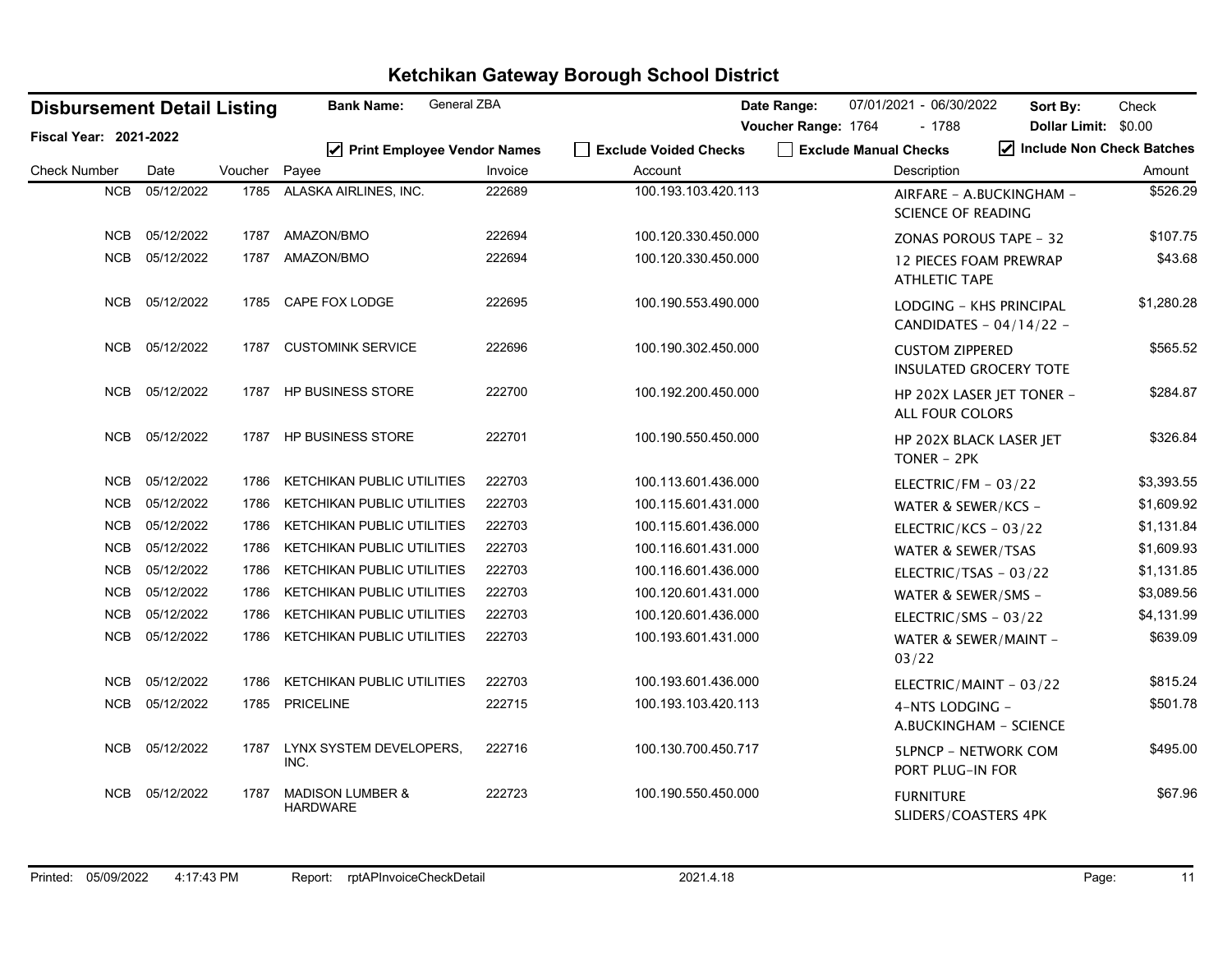# Ketchikan Gateway Borough School District

**Disbursement Detail Listing** | **Bank Name:** General ZBA | **Date Range:** 07/01/2021 - 06/30/2022 | **Sort By:** Check

**Fiscal Year: 2021-2022** | **Voucher Range:** 1764 - 1788 | **Dollar Limit:** $0.00

☑ Print Employee Vendor Names ☐ Exclude Voided Checks ☐ Exclude Manual Checks ☑ Include Non Check Batches

| Check Number | Date | Voucher | Payee | Invoice | Account | Description | Amount |
|---|---|---|---|---|---|---|---|
| NCB | 05/12/2022 | 1785 | ALASKA AIRLINES, INC. | 222689 | 100.193.103.420.113 | AIRFARE - A.BUCKINGHAM - SCIENCE OF READING | $526.29 |
| NCB | 05/12/2022 | 1787 | AMAZON/BMO | 222694 | 100.120.330.450.000 | ZONAS POROUS TAPE - 32 | $107.75 |
| NCB | 05/12/2022 | 1787 | AMAZON/BMO | 222694 | 100.120.330.450.000 | 12 PIECES FOAM PREWRAP ATHLETIC TAPE | $43.68 |
| NCB | 05/12/2022 | 1785 | CAPE FOX LODGE | 222695 | 100.190.553.490.000 | LODGING - KHS PRINCIPAL CANDIDATES - 04/14/22 - | $1,280.28 |
| NCB | 05/12/2022 | 1787 | CUSTOMINK SERVICE | 222696 | 100.190.302.450.000 | CUSTOM ZIPPERED INSULATED GROCERY TOTE | $565.52 |
| NCB | 05/12/2022 | 1787 | HP BUSINESS STORE | 222700 | 100.192.200.450.000 | HP 202X LASER JET TONER - ALL FOUR COLORS | $284.87 |
| NCB | 05/12/2022 | 1787 | HP BUSINESS STORE | 222701 | 100.190.550.450.000 | HP 202X BLACK LASER JET TONER - 2PK | $326.84 |
| NCB | 05/12/2022 | 1786 | KETCHIKAN PUBLIC UTILITIES | 222703 | 100.113.601.436.000 | ELECTRIC/FM - 03/22 | $3,393.55 |
| NCB | 05/12/2022 | 1786 | KETCHIKAN PUBLIC UTILITIES | 222703 | 100.115.601.431.000 | WATER & SEWER/KCS - | $1,609.92 |
| NCB | 05/12/2022 | 1786 | KETCHIKAN PUBLIC UTILITIES | 222703 | 100.115.601.436.000 | ELECTRIC/KCS - 03/22 | $1,131.84 |
| NCB | 05/12/2022 | 1786 | KETCHIKAN PUBLIC UTILITIES | 222703 | 100.116.601.431.000 | WATER & SEWER/TSAS | $1,609.93 |
| NCB | 05/12/2022 | 1786 | KETCHIKAN PUBLIC UTILITIES | 222703 | 100.116.601.436.000 | ELECTRIC/TSAS - 03/22 | $1,131.85 |
| NCB | 05/12/2022 | 1786 | KETCHIKAN PUBLIC UTILITIES | 222703 | 100.120.601.431.000 | WATER & SEWER/SMS - | $3,089.56 |
| NCB | 05/12/2022 | 1786 | KETCHIKAN PUBLIC UTILITIES | 222703 | 100.120.601.436.000 | ELECTRIC/SMS - 03/22 | $4,131.99 |
| NCB | 05/12/2022 | 1786 | KETCHIKAN PUBLIC UTILITIES | 222703 | 100.193.601.431.000 | WATER & SEWER/MAINT - 03/22 | $639.09 |
| NCB | 05/12/2022 | 1786 | KETCHIKAN PUBLIC UTILITIES | 222703 | 100.193.601.436.000 | ELECTRIC/MAINT - 03/22 | $815.24 |
| NCB | 05/12/2022 | 1785 | PRICELINE | 222715 | 100.193.103.420.113 | 4-NTS LODGING - A.BUCKINGHAM - SCIENCE | $501.78 |
| NCB | 05/12/2022 | 1787 | LYNX SYSTEM DEVELOPERS, INC. | 222716 | 100.130.700.450.717 | 5LPNCP - NETWORK COM PORT PLUG-IN FOR | $495.00 |
| NCB | 05/12/2022 | 1787 | MADISON LUMBER & HARDWARE | 222723 | 100.190.550.450.000 | FURNITURE SLIDERS/COASTERS 4PK | $67.96 |

Printed: 05/09/2022 4:17:43 PM Report: rptAPInvoiceCheckDetail 2021.4.18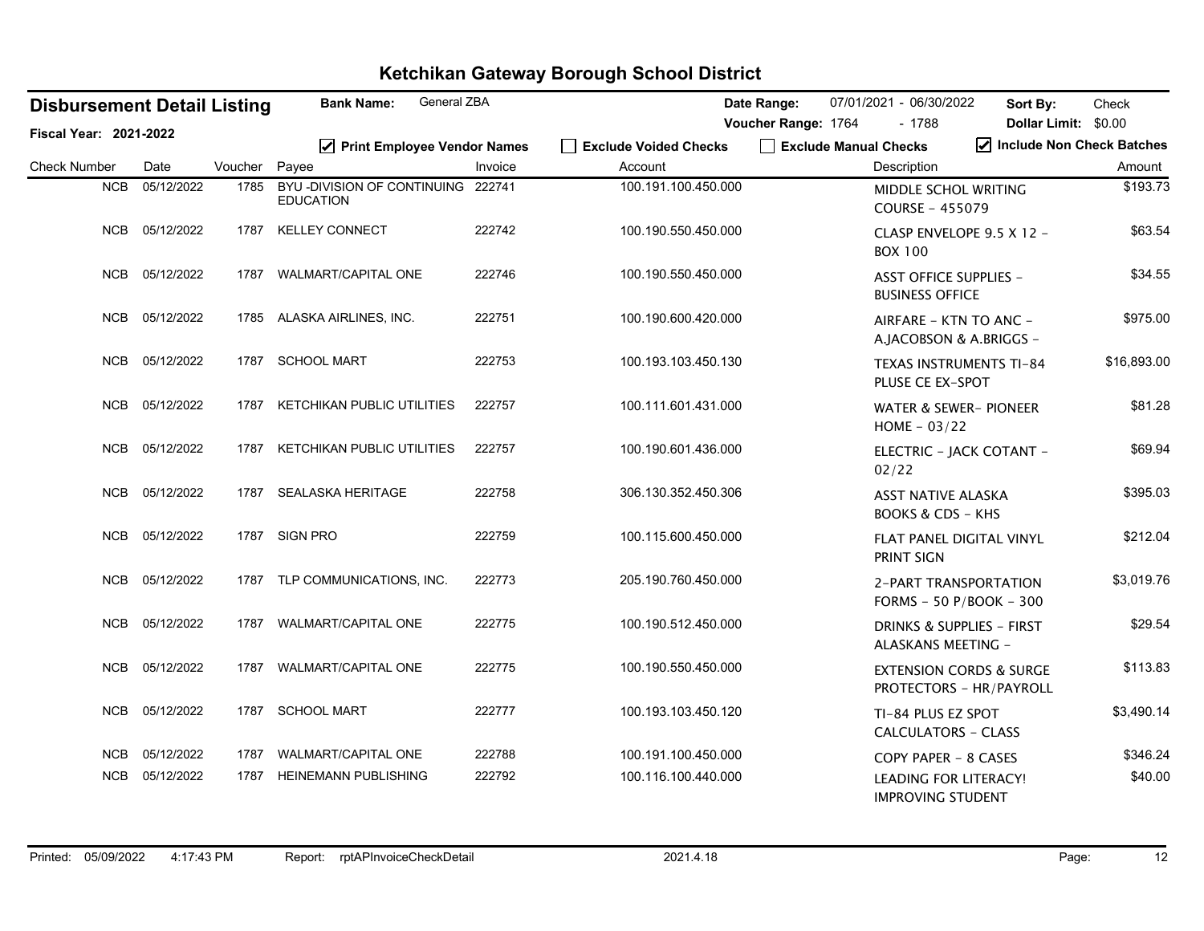# Ketchikan Gateway Borough School District

**Disbursement Detail Listing** | **Bank Name:** General ZBA | **Date Range:** 07/01/2021 - 06/30/2022 | **Sort By:** Check

**Fiscal Year: 2021-2022** | **Voucher Range:** 1764 - 1788 | **Dollar Limit:** $0.00

☑ Print Employee Vendor Names ☐ Exclude Voided Checks ☐ Exclude Manual Checks ☑ Include Non Check Batches

| Check Number | Date | Voucher | Payee | Invoice | Account | Description | Amount |
|---|---|---|---|---|---|---|---|
| NCB | 05/12/2022 | 1785 | BYU -DIVISION OF CONTINUING EDUCATION | 222741 | 100.191.100.450.000 | MIDDLE SCHOL WRITING COURSE - 455079 | $193.73 |
| NCB | 05/12/2022 | 1787 | KELLEY CONNECT | 222742 | 100.190.550.450.000 | CLASP ENVELOPE 9.5 X 12 - BOX 100 | $63.54 |
| NCB | 05/12/2022 | 1787 | WALMART/CAPITAL ONE | 222746 | 100.190.550.450.000 | ASST OFFICE SUPPLIES - BUSINESS OFFICE | $34.55 |
| NCB | 05/12/2022 | 1785 | ALASKA AIRLINES, INC. | 222751 | 100.190.600.420.000 | AIRFARE - KTN TO ANC - A.JACOBSON & A.BRIGGS - | $975.00 |
| NCB | 05/12/2022 | 1787 | SCHOOL MART | 222753 | 100.193.103.450.130 | TEXAS INSTRUMENTS TI-84 PLUSE CE EX-SPOT | $16,893.00 |
| NCB | 05/12/2022 | 1787 | KETCHIKAN PUBLIC UTILITIES | 222757 | 100.111.601.431.000 | WATER & SEWER- PIONEER HOME - 03/22 | $81.28 |
| NCB | 05/12/2022 | 1787 | KETCHIKAN PUBLIC UTILITIES | 222757 | 100.190.601.436.000 | ELECTRIC - JACK COTANT - 02/22 | $69.94 |
| NCB | 05/12/2022 | 1787 | SEALASKA HERITAGE | 222758 | 306.130.352.450.306 | ASST NATIVE ALASKA BOOKS & CDS - KHS | $395.03 |
| NCB | 05/12/2022 | 1787 | SIGN PRO | 222759 | 100.115.600.450.000 | FLAT PANEL DIGITAL VINYL PRINT SIGN | $212.04 |
| NCB | 05/12/2022 | 1787 | TLP COMMUNICATIONS, INC. | 222773 | 205.190.760.450.000 | 2-PART TRANSPORTATION FORMS - 50 P/BOOK - 300 | $3,019.76 |
| NCB | 05/12/2022 | 1787 | WALMART/CAPITAL ONE | 222775 | 100.190.512.450.000 | DRINKS & SUPPLIES - FIRST ALASKANS MEETING - | $29.54 |
| NCB | 05/12/2022 | 1787 | WALMART/CAPITAL ONE | 222775 | 100.190.550.450.000 | EXTENSION CORDS & SURGE PROTECTORS - HR/PAYROLL | $113.83 |
| NCB | 05/12/2022 | 1787 | SCHOOL MART | 222777 | 100.193.103.450.120 | TI-84 PLUS EZ SPOT CALCULATORS - CLASS | $3,490.14 |
| NCB | 05/12/2022 | 1787 | WALMART/CAPITAL ONE | 222788 | 100.191.100.450.000 | COPY PAPER - 8 CASES | $346.24 |
| NCB | 05/12/2022 | 1787 | HEINEMANN PUBLISHING | 222792 | 100.116.100.440.000 | LEADING FOR LITERACY! IMPROVING STUDENT | $40.00 |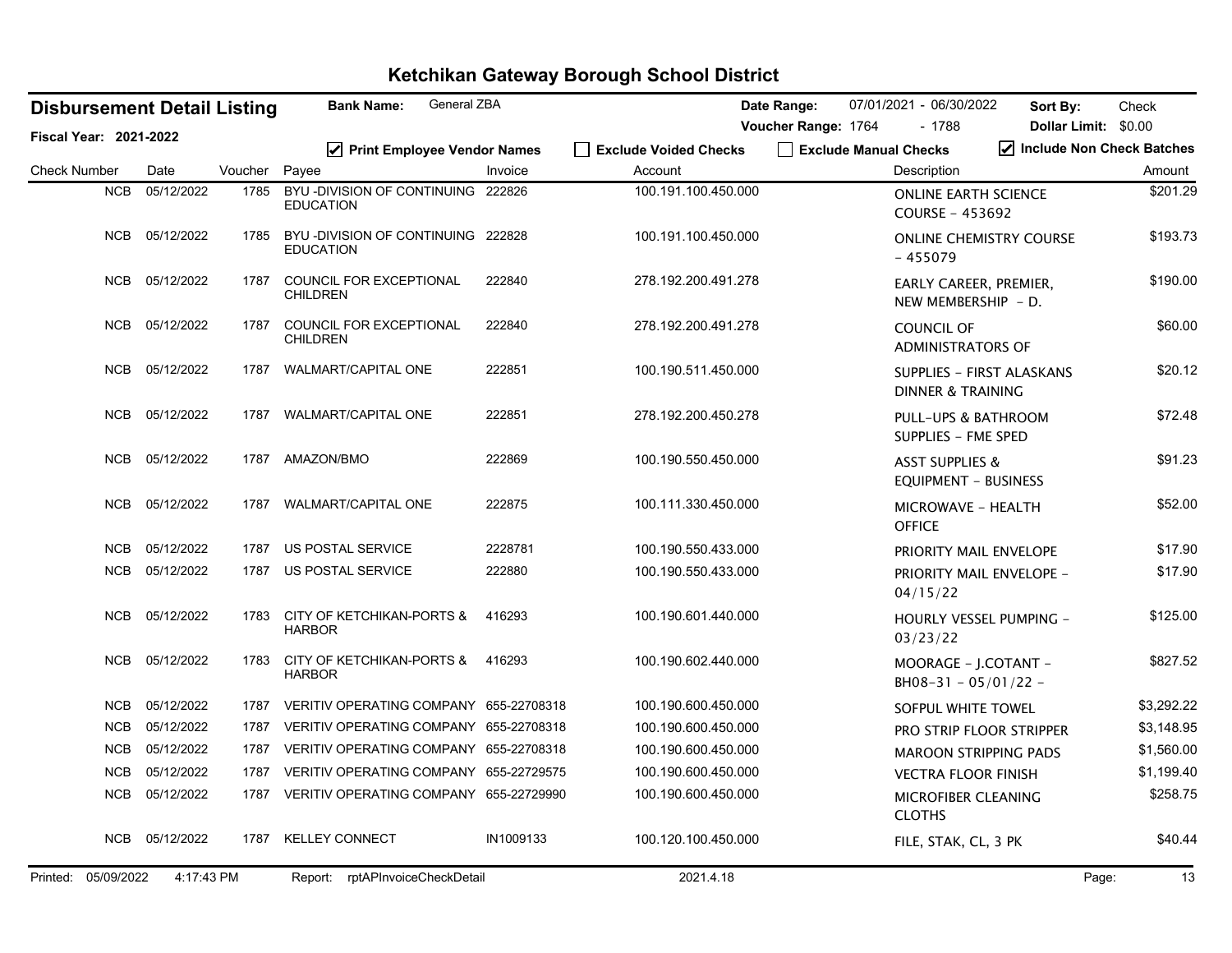# Ketchikan Gateway Borough School District

**Disbursement Detail Listing** | **Bank Name:** General ZBA | **Date Range:** 07/01/2021 - 06/30/2022 | **Sort By:** Check

**Fiscal Year: 2021-2022** | **Voucher Range:** 1764 - 1788 | **Dollar Limit:** $0.00

☑ Print Employee Vendor Names | ☐ Exclude Voided Checks | ☐ Exclude Manual Checks | ☑ Include Non Check Batches

| Check Number | Date | Voucher | Payee | Invoice | Account | Description | Amount |
|---|---|---|---|---|---|---|---|
| NCB | 05/12/2022 | 1785 | BYU -DIVISION OF CONTINUING EDUCATION | 222826 | 100.191.100.450.000 | ONLINE EARTH SCIENCE COURSE - 453692 | $201.29 |
| NCB | 05/12/2022 | 1785 | BYU -DIVISION OF CONTINUING EDUCATION | 222828 | 100.191.100.450.000 | ONLINE CHEMISTRY COURSE - 455079 | $193.73 |
| NCB | 05/12/2022 | 1787 | COUNCIL FOR EXCEPTIONAL CHILDREN | 222840 | 278.192.200.491.278 | EARLY CAREER, PREMIER, NEW MEMBERSHIP - D. | $190.00 |
| NCB | 05/12/2022 | 1787 | COUNCIL FOR EXCEPTIONAL CHILDREN | 222840 | 278.192.200.491.278 | COUNCIL OF ADMINISTRATORS OF | $60.00 |
| NCB | 05/12/2022 | 1787 | WALMART/CAPITAL ONE | 222851 | 100.190.511.450.000 | SUPPLIES - FIRST ALASKANS DINNER & TRAINING | $20.12 |
| NCB | 05/12/2022 | 1787 | WALMART/CAPITAL ONE | 222851 | 278.192.200.450.278 | PULL-UPS & BATHROOM SUPPLIES - FME SPED | $72.48 |
| NCB | 05/12/2022 | 1787 | AMAZON/BMO | 222869 | 100.190.550.450.000 | ASST SUPPLIES & EQUIPMENT - BUSINESS | $91.23 |
| NCB | 05/12/2022 | 1787 | WALMART/CAPITAL ONE | 222875 | 100.111.330.450.000 | MICROWAVE - HEALTH OFFICE | $52.00 |
| NCB | 05/12/2022 | 1787 | US POSTAL SERVICE | 2228781 | 100.190.550.433.000 | PRIORITY MAIL ENVELOPE | $17.90 |
| NCB | 05/12/2022 | 1787 | US POSTAL SERVICE | 222880 | 100.190.550.433.000 | PRIORITY MAIL ENVELOPE - 04/15/22 | $17.90 |
| NCB | 05/12/2022 | 1783 | CITY OF KETCHIKAN-PORTS & HARBOR | 416293 | 100.190.601.440.000 | HOURLY VESSEL PUMPING - 03/23/22 | $125.00 |
| NCB | 05/12/2022 | 1783 | CITY OF KETCHIKAN-PORTS & HARBOR | 416293 | 100.190.602.440.000 | MOORAGE - J.COTANT - BH08-31 - 05/01/22 - | $827.52 |
| NCB | 05/12/2022 | 1787 | VERITIV OPERATING COMPANY | 655-22708318 | 100.190.600.450.000 | SOFPUL WHITE TOWEL | $3,292.22 |
| NCB | 05/12/2022 | 1787 | VERITIV OPERATING COMPANY | 655-22708318 | 100.190.600.450.000 | PRO STRIP FLOOR STRIPPER | $3,148.95 |
| NCB | 05/12/2022 | 1787 | VERITIV OPERATING COMPANY | 655-22708318 | 100.190.600.450.000 | MAROON STRIPPING PADS | $1,560.00 |
| NCB | 05/12/2022 | 1787 | VERITIV OPERATING COMPANY | 655-22729575 | 100.190.600.450.000 | VECTRA FLOOR FINISH | $1,199.40 |
| NCB | 05/12/2022 | 1787 | VERITIV OPERATING COMPANY | 655-22729990 | 100.190.600.450.000 | MICROFIBER CLEANING CLOTHS | $258.75 |
| NCB | 05/12/2022 | 1787 | KELLEY CONNECT | IN1009133 | 100.120.100.450.000 | FILE, STAK, CL, 3 PK | $40.44 |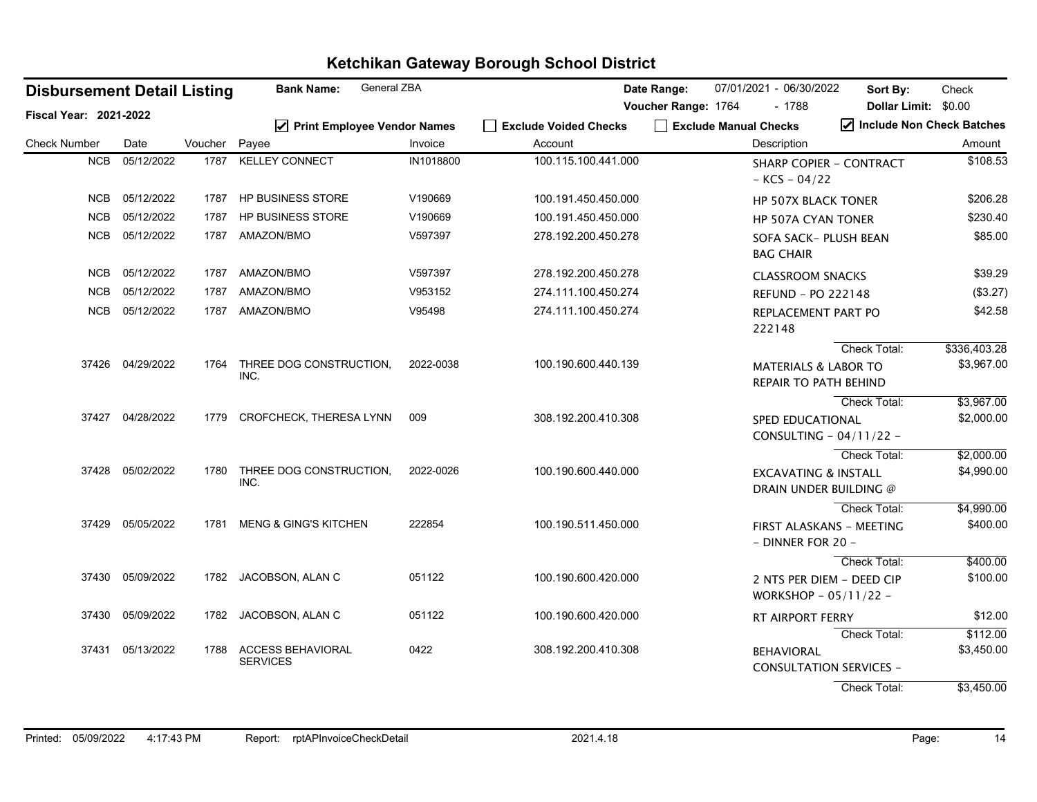# Ketchikan Gateway Borough School District

**Disbursement Detail Listing** | **Bank Name:** General ZBA | **Date Range:** 07/01/2021 - 06/30/2022 | **Sort By:** Check

**Fiscal Year: 2021-2022** | **Voucher Range:** 1764 - 1788 | **Dollar Limit:** $0.00

☑ Print Employee Vendor Names ☐ Exclude Voided Checks ☐ Exclude Manual Checks ☑ Include Non Check Batches

| Check Number | Date | Voucher | Payee | Invoice | Account | Description | Amount |
|---|---|---|---|---|---|---|---|
| NCB | 05/12/2022 | 1787 | KELLEY CONNECT | IN1018800 | 100.115.100.441.000 | SHARP COPIER - CONTRACT - KCS - 04/22 | $108.53 |
| NCB | 05/12/2022 | 1787 | HP BUSINESS STORE | V190669 | 100.191.450.450.000 | HP 507X BLACK TONER | $206.28 |
| NCB | 05/12/2022 | 1787 | HP BUSINESS STORE | V190669 | 100.191.450.450.000 | HP 507A CYAN TONER | $230.40 |
| NCB | 05/12/2022 | 1787 | AMAZON/BMO | V597397 | 278.192.200.450.278 | SOFA SACK- PLUSH BEAN BAG CHAIR | $85.00 |
| NCB | 05/12/2022 | 1787 | AMAZON/BMO | V597397 | 278.192.200.450.278 | CLASSROOM SNACKS | $39.29 |
| NCB | 05/12/2022 | 1787 | AMAZON/BMO | V953152 | 274.111.100.450.274 | REFUND - PO 222148 | ($3.27) |
| NCB | 05/12/2022 | 1787 | AMAZON/BMO | V95498 | 274.111.100.450.274 | REPLACEMENT PART PO 222148 | $42.58 |
| | | | | | | Check Total: | $336,403.28 |
| 37426 | 04/29/2022 | 1764 | THREE DOG CONSTRUCTION, INC. | 2022-0038 | 100.190.600.440.139 | MATERIALS & LABOR TO REPAIR TO PATH BEHIND | $3,967.00 |
| | | | | | | Check Total: | $3,967.00 |
| 37427 | 04/28/2022 | 1779 | CROFCHECK, THERESA LYNN | 009 | 308.192.200.410.308 | SPED EDUCATIONAL CONSULTING - 04/11/22 - | $2,000.00 |
| | | | | | | Check Total: | $2,000.00 |
| 37428 | 05/02/2022 | 1780 | THREE DOG CONSTRUCTION, INC. | 2022-0026 | 100.190.600.440.000 | EXCAVATING & INSTALL DRAIN UNDER BUILDING @ | $4,990.00 |
| | | | | | | Check Total: | $4,990.00 |
| 37429 | 05/05/2022 | 1781 | MENG & GING'S KITCHEN | 222854 | 100.190.511.450.000 | FIRST ALASKANS - MEETING - DINNER FOR 20 - | $400.00 |
| | | | | | | Check Total: | $400.00 |
| 37430 | 05/09/2022 | 1782 | JACOBSON, ALAN C | 051122 | 100.190.600.420.000 | 2 NTS PER DIEM - DEED CIP WORKSHOP - 05/11/22 - | $100.00 |
| 37430 | 05/09/2022 | 1782 | JACOBSON, ALAN C | 051122 | 100.190.600.420.000 | RT AIRPORT FERRY | $12.00 |
| | | | | | | Check Total: | $112.00 |
| 37431 | 05/13/2022 | 1788 | ACCESS BEHAVIORAL SERVICES | 0422 | 308.192.200.410.308 | BEHAVIORAL CONSULTATION SERVICES - | $3,450.00 |
| | | | | | | Check Total: | $3,450.00 |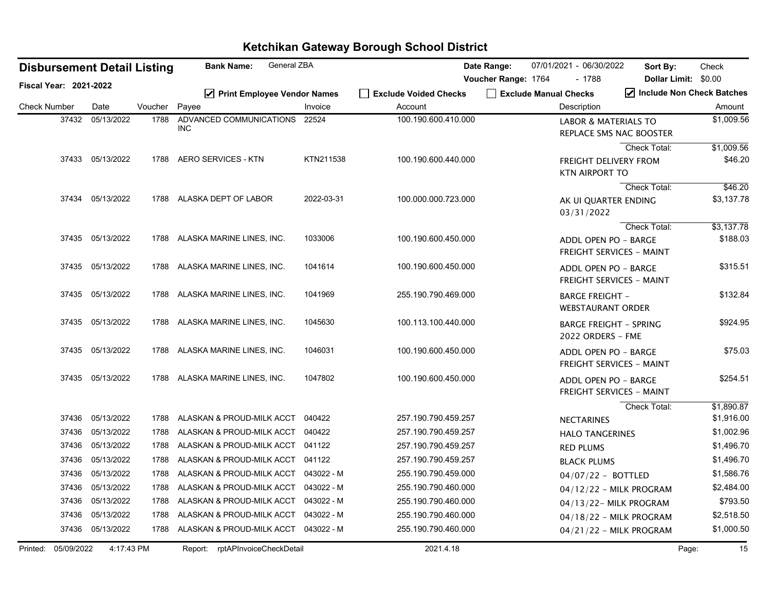# Ketchikan Gateway Borough School District

**Disbursement Detail Listing** | **Bank Name:** General ZBA | **Date Range:** 07/01/2021 - 06/30/2022 | **Sort By:** Check

**Fiscal Year: 2021-2022** | **Voucher Range:** 1764 - 1788 | **Dollar Limit:** $0.00

☑ Print Employee Vendor Names ☐ Exclude Voided Checks ☐ Exclude Manual Checks ☑ Include Non Check Batches

| Check Number | Date | Voucher | Payee | Invoice | Account | Description | Amount |
|---|---|---|---|---|---|---|---|
| 37432 | 05/13/2022 | 1788 | ADVANCED COMMUNICATIONS INC | 22524 | 100.190.600.410.000 | LABOR & MATERIALS TO REPLACE SMS NAC BOOSTER | $1,009.56 |
| | | | | | | Check Total: | $1,009.56 |
| 37433 | 05/13/2022 | 1788 | AERO SERVICES - KTN | KTN211538 | 100.190.600.440.000 | FREIGHT DELIVERY FROM KTN AIRPORT TO | $46.20 |
| | | | | | | Check Total: | $46.20 |
| 37434 | 05/13/2022 | 1788 | ALASKA DEPT OF LABOR | 2022-03-31 | 100.000.000.723.000 | AK UI QUARTER ENDING 03/31/2022 | $3,137.78 |
| | | | | | | Check Total: | $3,137.78 |
| 37435 | 05/13/2022 | 1788 | ALASKA MARINE LINES, INC. | 1033006 | 100.190.600.450.000 | ADDL OPEN PO - BARGE FREIGHT SERVICES - MAINT | $188.03 |
| 37435 | 05/13/2022 | 1788 | ALASKA MARINE LINES, INC. | 1041614 | 100.190.600.450.000 | ADDL OPEN PO - BARGE FREIGHT SERVICES - MAINT | $315.51 |
| 37435 | 05/13/2022 | 1788 | ALASKA MARINE LINES, INC. | 1041969 | 255.190.790.469.000 | BARGE FREIGHT - WEBSTAURANT ORDER | $132.84 |
| 37435 | 05/13/2022 | 1788 | ALASKA MARINE LINES, INC. | 1045630 | 100.113.100.440.000 | BARGE FREIGHT - SPRING 2022 ORDERS - FME | $924.95 |
| 37435 | 05/13/2022 | 1788 | ALASKA MARINE LINES, INC. | 1046031 | 100.190.600.450.000 | ADDL OPEN PO - BARGE FREIGHT SERVICES - MAINT | $75.03 |
| 37435 | 05/13/2022 | 1788 | ALASKA MARINE LINES, INC. | 1047802 | 100.190.600.450.000 | ADDL OPEN PO - BARGE FREIGHT SERVICES - MAINT | $254.51 |
| | | | | | | Check Total: | $1,890.87 |
| 37436 | 05/13/2022 | 1788 | ALASKAN & PROUD-MILK ACCT | 040422 | 257.190.790.459.257 | NECTARINES | $1,916.00 |
| 37436 | 05/13/2022 | 1788 | ALASKAN & PROUD-MILK ACCT | 040422 | 257.190.790.459.257 | HALO TANGERINES | $1,002.96 |
| 37436 | 05/13/2022 | 1788 | ALASKAN & PROUD-MILK ACCT | 041122 | 257.190.790.459.257 | RED PLUMS | $1,496.70 |
| 37436 | 05/13/2022 | 1788 | ALASKAN & PROUD-MILK ACCT | 041122 | 257.190.790.459.257 | BLACK PLUMS | $1,496.70 |
| 37436 | 05/13/2022 | 1788 | ALASKAN & PROUD-MILK ACCT | 043022 - M | 255.190.790.459.000 | 04/07/22 - BOTTLED | $1,586.76 |
| 37436 | 05/13/2022 | 1788 | ALASKAN & PROUD-MILK ACCT | 043022 - M | 255.190.790.460.000 | 04/12/22 - MILK PROGRAM | $2,484.00 |
| 37436 | 05/13/2022 | 1788 | ALASKAN & PROUD-MILK ACCT | 043022 - M | 255.190.790.460.000 | 04/13/22- MILK PROGRAM | $793.50 |
| 37436 | 05/13/2022 | 1788 | ALASKAN & PROUD-MILK ACCT | 043022 - M | 255.190.790.460.000 | 04/18/22 - MILK PROGRAM | $2,518.50 |
| 37436 | 05/13/2022 | 1788 | ALASKAN & PROUD-MILK ACCT | 043022 - M | 255.190.790.460.000 | 04/21/22 - MILK PROGRAM | $1,000.50 |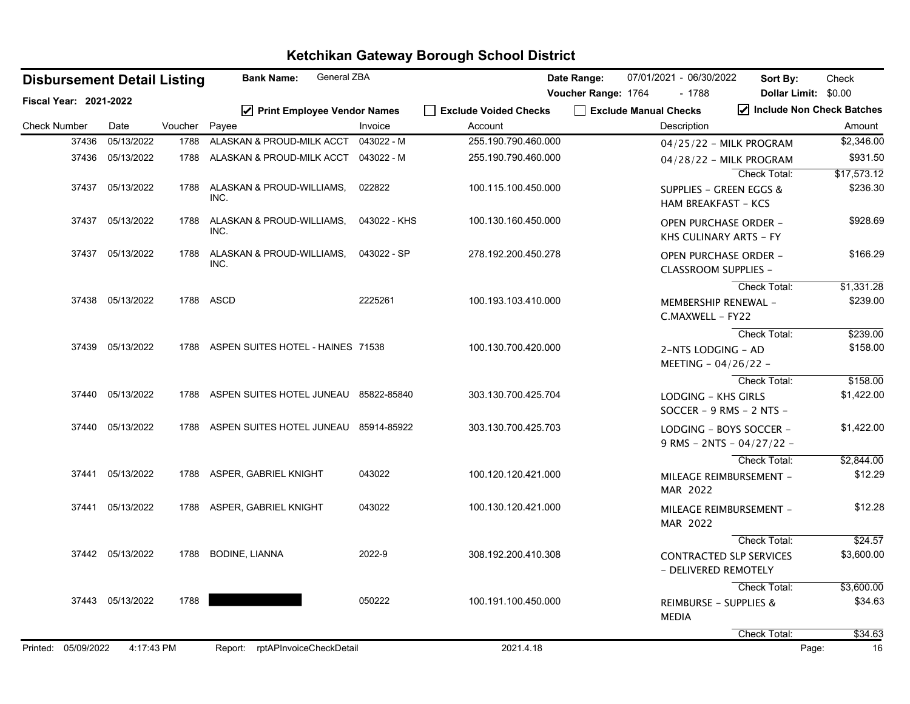# Ketchikan Gateway Borough School District

**Disbursement Detail Listing** | **Bank Name:** General ZBA | **Date Range:** 07/01/2021 - 06/30/2022 | **Sort By:** Check

**Fiscal Year: 2021-2022** | **Voucher Range:** 1764 - 1788 | **Dollar Limit:** $0.00

☑ Print Employee Vendor Names ☐ Exclude Voided Checks ☐ Exclude Manual Checks ☑ Include Non Check Batches

| Check Number | Date | Voucher | Payee | Invoice | Account | Description | Amount |
|---|---|---|---|---|---|---|---|
| 37436 | 05/13/2022 | 1788 | ALASKAN & PROUD-MILK ACCT | 043022 - M | 255.190.790.460.000 | 04/25/22 - MILK PROGRAM | $2,346.00 |
| 37436 | 05/13/2022 | 1788 | ALASKAN & PROUD-MILK ACCT | 043022 - M | 255.190.790.460.000 | 04/28/22 - MILK PROGRAM | $931.50 |
| | | | | | | Check Total: | $17,573.12 |
| 37437 | 05/13/2022 | 1788 | ALASKAN & PROUD-WILLIAMS, INC. | 022822 | 100.115.100.450.000 | SUPPLIES - GREEN EGGS & HAM BREAKFAST - KCS | $236.30 |
| 37437 | 05/13/2022 | 1788 | ALASKAN & PROUD-WILLIAMS, INC. | 043022 - KHS | 100.130.160.450.000 | OPEN PURCHASE ORDER - KHS CULINARY ARTS - FY | $928.69 |
| 37437 | 05/13/2022 | 1788 | ALASKAN & PROUD-WILLIAMS, INC. | 043022 - SP | 278.192.200.450.278 | OPEN PURCHASE ORDER - CLASSROOM SUPPLIES - | $166.29 |
| | | | | | | Check Total: | $1,331.28 |
| 37438 | 05/13/2022 | 1788 | ASCD | 2225261 | 100.193.103.410.000 | MEMBERSHIP RENEWAL - C.MAXWELL - FY22 | $239.00 |
| | | | | | | Check Total: | $239.00 |
| 37439 | 05/13/2022 | 1788 | ASPEN SUITES HOTEL - HAINES | 71538 | 100.130.700.420.000 | 2-NTS LODGING - AD MEETING - 04/26/22 - | $158.00 |
| | | | | | | Check Total: | $158.00 |
| 37440 | 05/13/2022 | 1788 | ASPEN SUITES HOTEL JUNEAU | 85822-85840 | 303.130.700.425.704 | LODGING - KHS GIRLS SOCCER - 9 RMS - 2 NTS - | $1,422.00 |
| 37440 | 05/13/2022 | 1788 | ASPEN SUITES HOTEL JUNEAU | 85914-85922 | 303.130.700.425.703 | LODGING - BOYS SOCCER - 9 RMS - 2NTS - 04/27/22 - | $1,422.00 |
| | | | | | | Check Total: | $2,844.00 |
| 37441 | 05/13/2022 | 1788 | ASPER, GABRIEL KNIGHT | 043022 | 100.120.120.421.000 | MILEAGE REIMBURSEMENT - MAR 2022 | $12.29 |
| 37441 | 05/13/2022 | 1788 | ASPER, GABRIEL KNIGHT | 043022 | 100.130.120.421.000 | MILEAGE REIMBURSEMENT - MAR 2022 | $12.28 |
| | | | | | | Check Total: | $24.57 |
| 37442 | 05/13/2022 | 1788 | BODINE, LIANNA | 2022-9 | 308.192.200.410.308 | CONTRACTED SLP SERVICES - DELIVERED REMOTELY | $3,600.00 |
| | | | | | | Check Total: | $3,600.00 |
| 37443 | 05/13/2022 | 1788 | [REDACTED] | 050222 | 100.191.100.450.000 | REIMBURSE - SUPPLIES & MEDIA | $34.63 |
| | | | | | | Check Total: | $34.63 |

Printed: 05/09/2022 4:17:43 PM Report: rptAPInvoiceCheckDetail 2021.4.18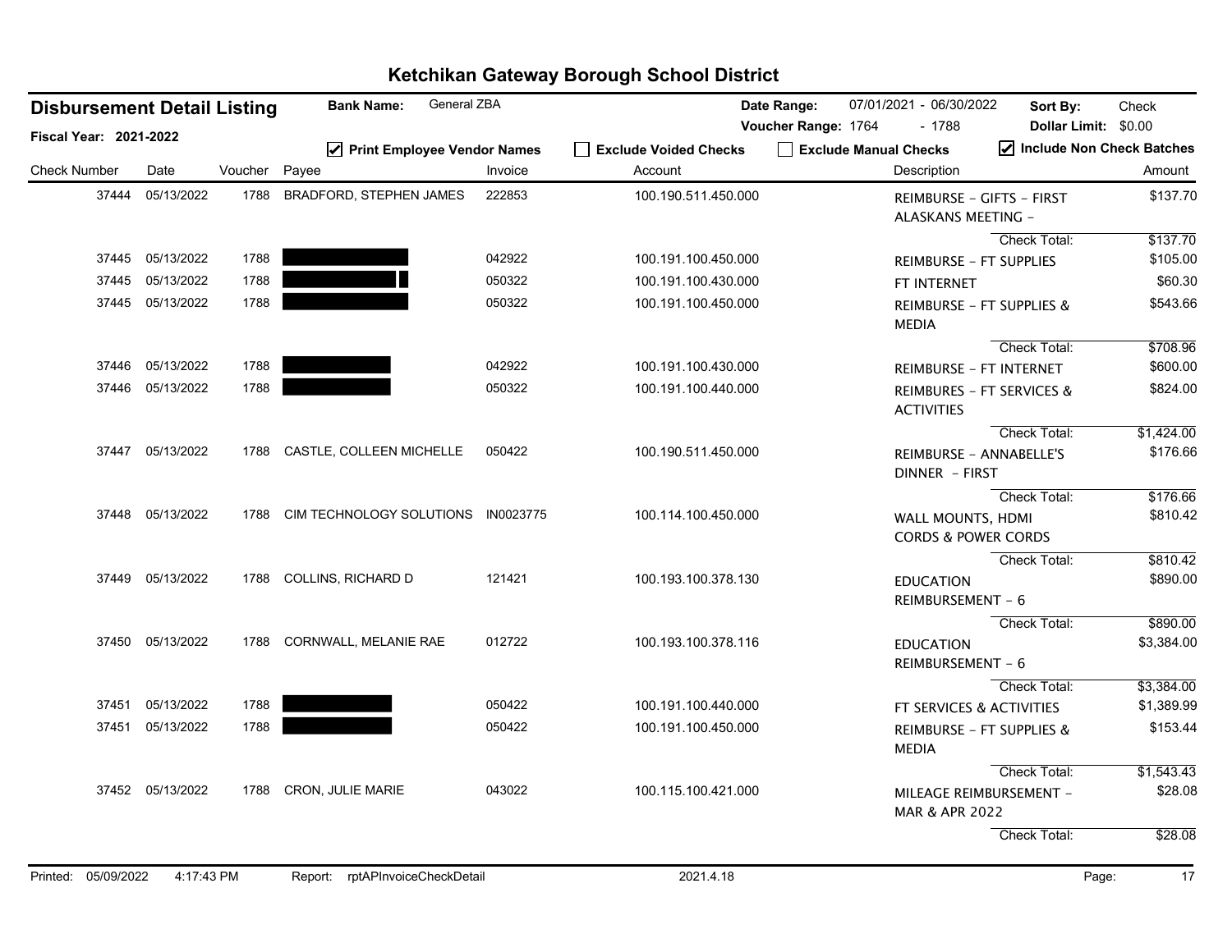# Ketchikan Gateway Borough School District

**Disbursement Detail Listing**

**Fiscal Year: 2021-2022**

**Bank Name:** General ZBA

**Date Range:** 07/01/2021 - 06/30/2022 **Sort By:** Check

**Voucher Range:** 1764 - 1788 **Dollar Limit:** $0.00

☑ Print Employee Vendor Names ☐ Exclude Voided Checks ☐ Exclude Manual Checks ☑ Include Non Check Batches

| Check Number | Date | Voucher | Payee | Invoice | Account | Description | Amount |
|---|---|---|---|---|---|---|---|
| 37444 | 05/13/2022 | 1788 | BRADFORD, STEPHEN JAMES | 222853 | 100.190.511.450.000 | REIMBURSE - GIFTS - FIRST ALASKANS MEETING - | $137.70 |
| | | | | | | Check Total: | $137.70 |
| 37445 | 05/13/2022 | 1788 | [REDACTED] | 042922 | 100.191.100.450.000 | REIMBURSE - FT SUPPLIES | $105.00 |
| 37445 | 05/13/2022 | 1788 | [REDACTED] | 050322 | 100.191.100.430.000 | FT INTERNET | $60.30 |
| 37445 | 05/13/2022 | 1788 | [REDACTED] | 050322 | 100.191.100.450.000 | REIMBURSE - FT SUPPLIES & MEDIA | $543.66 |
| | | | | | | Check Total: | $708.96 |
| 37446 | 05/13/2022 | 1788 | [REDACTED] | 042922 | 100.191.100.430.000 | REIMBURSE - FT INTERNET | $600.00 |
| 37446 | 05/13/2022 | 1788 | [REDACTED] | 050322 | 100.191.100.440.000 | REIMBURES - FT SERVICES & ACTIVITIES | $824.00 |
| | | | | | | Check Total: | $1,424.00 |
| 37447 | 05/13/2022 | 1788 | CASTLE, COLLEEN MICHELLE | 050422 | 100.190.511.450.000 | REIMBURSE - ANNABELLE'S DINNER - FIRST | $176.66 |
| | | | | | | Check Total: | $176.66 |
| 37448 | 05/13/2022 | 1788 | CIM TECHNOLOGY SOLUTIONS | IN0023775 | 100.114.100.450.000 | WALL MOUNTS, HDMI CORDS & POWER CORDS | $810.42 |
| | | | | | | Check Total: | $810.42 |
| 37449 | 05/13/2022 | 1788 | COLLINS, RICHARD D | 121421 | 100.193.100.378.130 | EDUCATION REIMBURSEMENT - 6 | $890.00 |
| | | | | | | Check Total: | $890.00 |
| 37450 | 05/13/2022 | 1788 | CORNWALL, MELANIE RAE | 012722 | 100.193.100.378.116 | EDUCATION REIMBURSEMENT - 6 | $3,384.00 |
| | | | | | | Check Total: | $3,384.00 |
| 37451 | 05/13/2022 | 1788 | [REDACTED] | 050422 | 100.191.100.440.000 | FT SERVICES & ACTIVITIES | $1,389.99 |
| 37451 | 05/13/2022 | 1788 | [REDACTED] | 050422 | 100.191.100.450.000 | REIMBURSE - FT SUPPLIES & MEDIA | $153.44 |
| | | | | | | Check Total: | $1,543.43 |
| 37452 | 05/13/2022 | 1788 | CRON, JULIE MARIE | 043022 | 100.115.100.421.000 | MILEAGE REIMBURSEMENT - MAR & APR 2022 | $28.08 |
| | | | | | | Check Total: | $28.08 |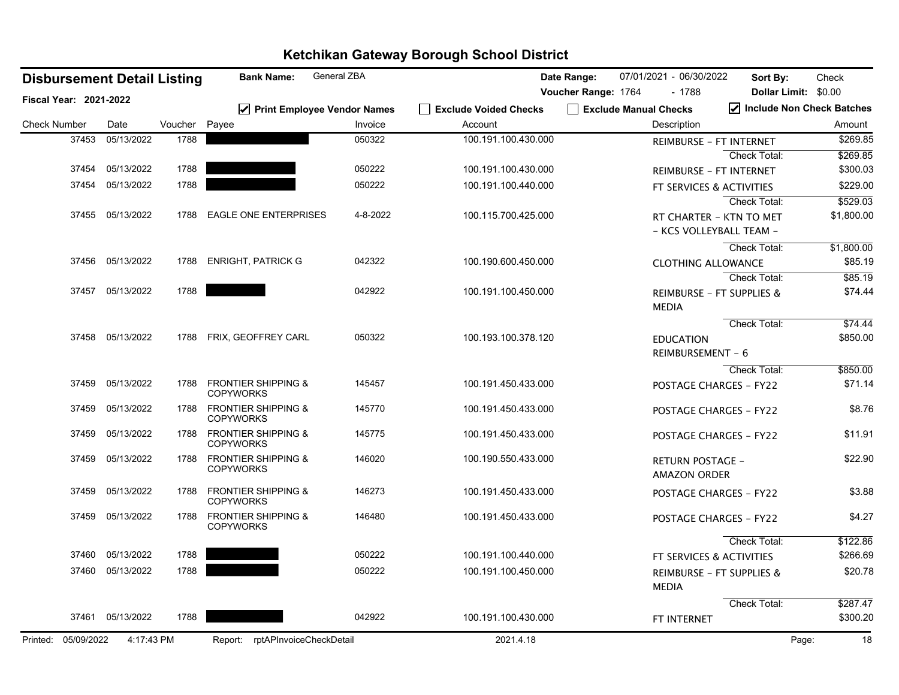# Ketchikan Gateway Borough School District

**Disbursement Detail Listing** | **Bank Name:** General ZBA | **Date Range:** 07/01/2021 - 06/30/2022 | **Sort By:** Check

**Fiscal Year: 2021-2022** | **Voucher Range:** 1764 - 1788 | **Dollar Limit:** $0.00

☑ Print Employee Vendor Names | ☐ Exclude Voided Checks | ☐ Exclude Manual Checks | ☑ Include Non Check Batches

| Check Number | Date | Voucher | Payee | Invoice | Account | Description | Amount |
|---|---|---|---|---|---|---|---|
| 37453 | 05/13/2022 | 1788 | [REDACTED] | 050322 | 100.191.100.430.000 | REIMBURSE - FT INTERNET | $269.85 |
| | | | | | | Check Total: | $269.85 |
| 37454 | 05/13/2022 | 1788 | [REDACTED] | 050222 | 100.191.100.430.000 | REIMBURSE - FT INTERNET | $300.03 |
| 37454 | 05/13/2022 | 1788 | [REDACTED] | 050222 | 100.191.100.440.000 | FT SERVICES & ACTIVITIES | $229.00 |
| | | | | | | Check Total: | $529.03 |
| 37455 | 05/13/2022 | 1788 | EAGLE ONE ENTERPRISES | 4-8-2022 | 100.115.700.425.000 | RT CHARTER - KTN TO MET - KCS VOLLEYBALL TEAM - | $1,800.00 |
| | | | | | | Check Total: | $1,800.00 |
| 37456 | 05/13/2022 | 1788 | ENRIGHT, PATRICK G | 042322 | 100.190.600.450.000 | CLOTHING ALLOWANCE | $85.19 |
| | | | | | | Check Total: | $85.19 |
| 37457 | 05/13/2022 | 1788 | [REDACTED] | 042922 | 100.191.100.450.000 | REIMBURSE - FT SUPPLIES & MEDIA | $74.44 |
| | | | | | | Check Total: | $74.44 |
| 37458 | 05/13/2022 | 1788 | FRIX, GEOFFREY CARL | 050322 | 100.193.100.378.120 | EDUCATION REIMBURSEMENT - 6 | $850.00 |
| | | | | | | Check Total: | $850.00 |
| 37459 | 05/13/2022 | 1788 | FRONTIER SHIPPING & COPYWORKS | 145457 | 100.191.450.433.000 | POSTAGE CHARGES - FY22 | $71.14 |
| 37459 | 05/13/2022 | 1788 | FRONTIER SHIPPING & COPYWORKS | 145770 | 100.191.450.433.000 | POSTAGE CHARGES - FY22 | $8.76 |
| 37459 | 05/13/2022 | 1788 | FRONTIER SHIPPING & COPYWORKS | 145775 | 100.191.450.433.000 | POSTAGE CHARGES - FY22 | $11.91 |
| 37459 | 05/13/2022 | 1788 | FRONTIER SHIPPING & COPYWORKS | 146020 | 100.190.550.433.000 | RETURN POSTAGE - AMAZON ORDER | $22.90 |
| 37459 | 05/13/2022 | 1788 | FRONTIER SHIPPING & COPYWORKS | 146273 | 100.191.450.433.000 | POSTAGE CHARGES - FY22 | $3.88 |
| 37459 | 05/13/2022 | 1788 | FRONTIER SHIPPING & COPYWORKS | 146480 | 100.191.450.433.000 | POSTAGE CHARGES - FY22 | $4.27 |
| | | | | | | Check Total: | $122.86 |
| 37460 | 05/13/2022 | 1788 | [REDACTED] | 050222 | 100.191.100.440.000 | FT SERVICES & ACTIVITIES | $266.69 |
| 37460 | 05/13/2022 | 1788 | [REDACTED] | 050222 | 100.191.100.450.000 | REIMBURSE - FT SUPPLIES & MEDIA | $20.78 |
| | | | | | | Check Total: | $287.47 |
| 37461 | 05/13/2022 | 1788 | [REDACTED] | 042922 | 100.191.100.430.000 | FT INTERNET | $300.20 |

Printed: 05/09/2022 4:17:43 PM | Report: rptAPInvoiceCheckDetail | 2021.4.18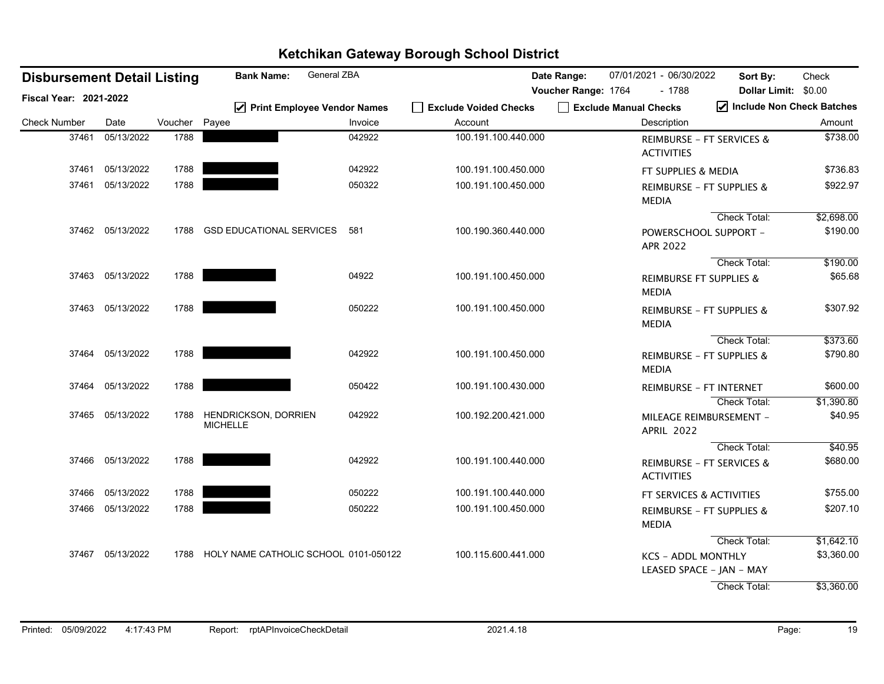# Ketchikan Gateway Borough School District

**Disbursement Detail Listing** | **Bank Name:** General ZBA | **Date Range:** 07/01/2021 - 06/30/2022 | **Sort By:** Check

**Fiscal Year: 2021-2022** | **Voucher Range:** 1764 - 1788 | **Dollar Limit:** $0.00

☑ Print Employee Vendor Names ☐ Exclude Voided Checks ☐ Exclude Manual Checks ☑ Include Non Check Batches

| Check Number | Date | Voucher | Payee | Invoice | Account | Description | Amount |
|---|---|---|---|---|---|---|---|
| 37461 | 05/13/2022 | 1788 | ████████ | 042922 | 100.191.100.440.000 | REIMBURSE - FT SERVICES & ACTIVITIES | $738.00 |
| 37461 | 05/13/2022 | 1788 | ████████ | 042922 | 100.191.100.450.000 | FT SUPPLIES & MEDIA | $736.83 |
| 37461 | 05/13/2022 | 1788 | ████████ | 050322 | 100.191.100.450.000 | REIMBURSE - FT SUPPLIES & MEDIA | $922.97 |
| | | | | | | Check Total: | $2,698.00 |
| 37462 | 05/13/2022 | 1788 | GSD EDUCATIONAL SERVICES | 581 | 100.190.360.440.000 | POWERSCHOOL SUPPORT - APR 2022 | $190.00 |
| | | | | | | Check Total: | $190.00 |
| 37463 | 05/13/2022 | 1788 | ████████ | 04922 | 100.191.100.450.000 | REIMBURSE FT SUPPLIES & MEDIA | $65.68 |
| 37463 | 05/13/2022 | 1788 | ████████ | 050222 | 100.191.100.450.000 | REIMBURSE - FT SUPPLIES & MEDIA | $307.92 |
| | | | | | | Check Total: | $373.60 |
| 37464 | 05/13/2022 | 1788 | ████████ | 042922 | 100.191.100.450.000 | REIMBURSE - FT SUPPLIES & MEDIA | $790.80 |
| 37464 | 05/13/2022 | 1788 | ████████ | 050422 | 100.191.100.430.000 | REIMBURSE - FT INTERNET | $600.00 |
| | | | | | | Check Total: | $1,390.80 |
| 37465 | 05/13/2022 | 1788 | HENDRICKSON, DORRIEN MICHELLE | 042922 | 100.192.200.421.000 | MILEAGE REIMBURSEMENT - APRIL 2022 | $40.95 |
| | | | | | | Check Total: | $40.95 |
| 37466 | 05/13/2022 | 1788 | ████████ | 042922 | 100.191.100.440.000 | REIMBURSE - FT SERVICES & ACTIVITIES | $680.00 |
| 37466 | 05/13/2022 | 1788 | ████████ | 050222 | 100.191.100.440.000 | FT SERVICES & ACTIVITIES | $755.00 |
| 37466 | 05/13/2022 | 1788 | ████████ | 050222 | 100.191.100.450.000 | REIMBURSE - FT SUPPLIES & MEDIA | $207.10 |
| | | | | | | Check Total: | $1,642.10 |
| 37467 | 05/13/2022 | 1788 | HOLY NAME CATHOLIC SCHOOL | 0101-050122 | 100.115.600.441.000 | KCS - ADDL MONTHLY LEASED SPACE - JAN - MAY | $3,360.00 |
| | | | | | | Check Total: | $3,360.00 |

Printed: 05/09/2022 4:17:43 PM Report: rptAPInvoiceCheckDetail 2021.4.18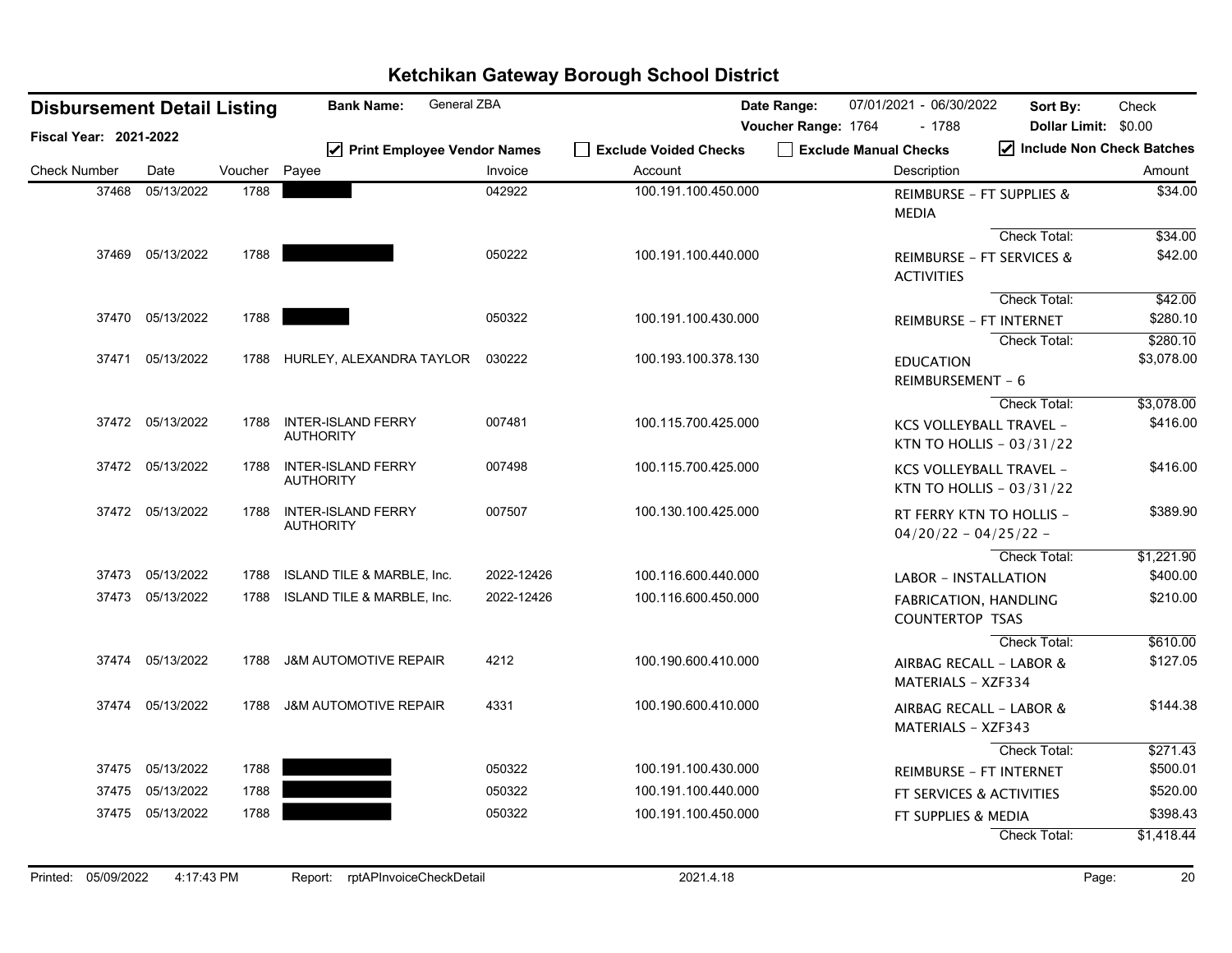# Ketchikan Gateway Borough School District

**Disbursement Detail Listing** — **Bank Name:** General ZBA — **Date Range:** 07/01/2021 - 06/30/2022 — **Sort By:** Check

**Fiscal Year: 2021-2022** — **Voucher Range:** 1764 - 1788 — **Dollar Limit:** $0.00

☑ Print Employee Vendor Names ☐ Exclude Voided Checks ☐ Exclude Manual Checks ☑ Include Non Check Batches

| Check Number | Date | Voucher | Payee | Invoice | Account | Description | Amount |
|---|---|---|---|---|---|---|---|
| 37468 | 05/13/2022 | 1788 | | 042922 | 100.191.100.450.000 | REIMBURSE - FT SUPPLIES & MEDIA | $34.00 |
| | | | | | | Check Total: | $34.00 |
| 37469 | 05/13/2022 | 1788 | | 050222 | 100.191.100.440.000 | REIMBURSE - FT SERVICES & ACTIVITIES | $42.00 |
| | | | | | | Check Total: | $42.00 |
| 37470 | 05/13/2022 | 1788 | | 050322 | 100.191.100.430.000 | REIMBURSE - FT INTERNET | $280.10 |
| | | | | | | Check Total: | $280.10 |
| 37471 | 05/13/2022 | 1788 | HURLEY, ALEXANDRA TAYLOR | 030222 | 100.193.100.378.130 | EDUCATION REIMBURSEMENT - 6 | $3,078.00 |
| | | | | | | Check Total: | $3,078.00 |
| 37472 | 05/13/2022 | 1788 | INTER-ISLAND FERRY AUTHORITY | 007481 | 100.115.700.425.000 | KCS VOLLEYBALL TRAVEL - KTN TO HOLLIS - 03/31/22 | $416.00 |
| 37472 | 05/13/2022 | 1788 | INTER-ISLAND FERRY AUTHORITY | 007498 | 100.115.700.425.000 | KCS VOLLEYBALL TRAVEL - KTN TO HOLLIS - 03/31/22 | $416.00 |
| 37472 | 05/13/2022 | 1788 | INTER-ISLAND FERRY AUTHORITY | 007507 | 100.130.100.425.000 | RT FERRY KTN TO HOLLIS - 04/20/22 - 04/25/22 - | $389.90 |
| | | | | | | Check Total: | $1,221.90 |
| 37473 | 05/13/2022 | 1788 | ISLAND TILE & MARBLE, Inc. | 2022-12426 | 100.116.600.440.000 | LABOR - INSTALLATION | $400.00 |
| 37473 | 05/13/2022 | 1788 | ISLAND TILE & MARBLE, Inc. | 2022-12426 | 100.116.600.450.000 | FABRICATION, HANDLING COUNTERTOP TSAS | $210.00 |
| | | | | | | Check Total: | $610.00 |
| 37474 | 05/13/2022 | 1788 | J&M AUTOMOTIVE REPAIR | 4212 | 100.190.600.410.000 | AIRBAG RECALL - LABOR & MATERIALS - XZF334 | $127.05 |
| 37474 | 05/13/2022 | 1788 | J&M AUTOMOTIVE REPAIR | 4331 | 100.190.600.410.000 | AIRBAG RECALL - LABOR & MATERIALS - XZF343 | $144.38 |
| | | | | | | Check Total: | $271.43 |
| 37475 | 05/13/2022 | 1788 | | 050322 | 100.191.100.430.000 | REIMBURSE - FT INTERNET | $500.01 |
| 37475 | 05/13/2022 | 1788 | | 050322 | 100.191.100.440.000 | FT SERVICES & ACTIVITIES | $520.00 |
| 37475 | 05/13/2022 | 1788 | | 050322 | 100.191.100.450.000 | FT SUPPLIES & MEDIA | $398.43 |
| | | | | | | Check Total: | $1,418.44 |

Printed: 05/09/2022 4:17:43 PM Report: rptAPInvoiceCheckDetail 2021.4.18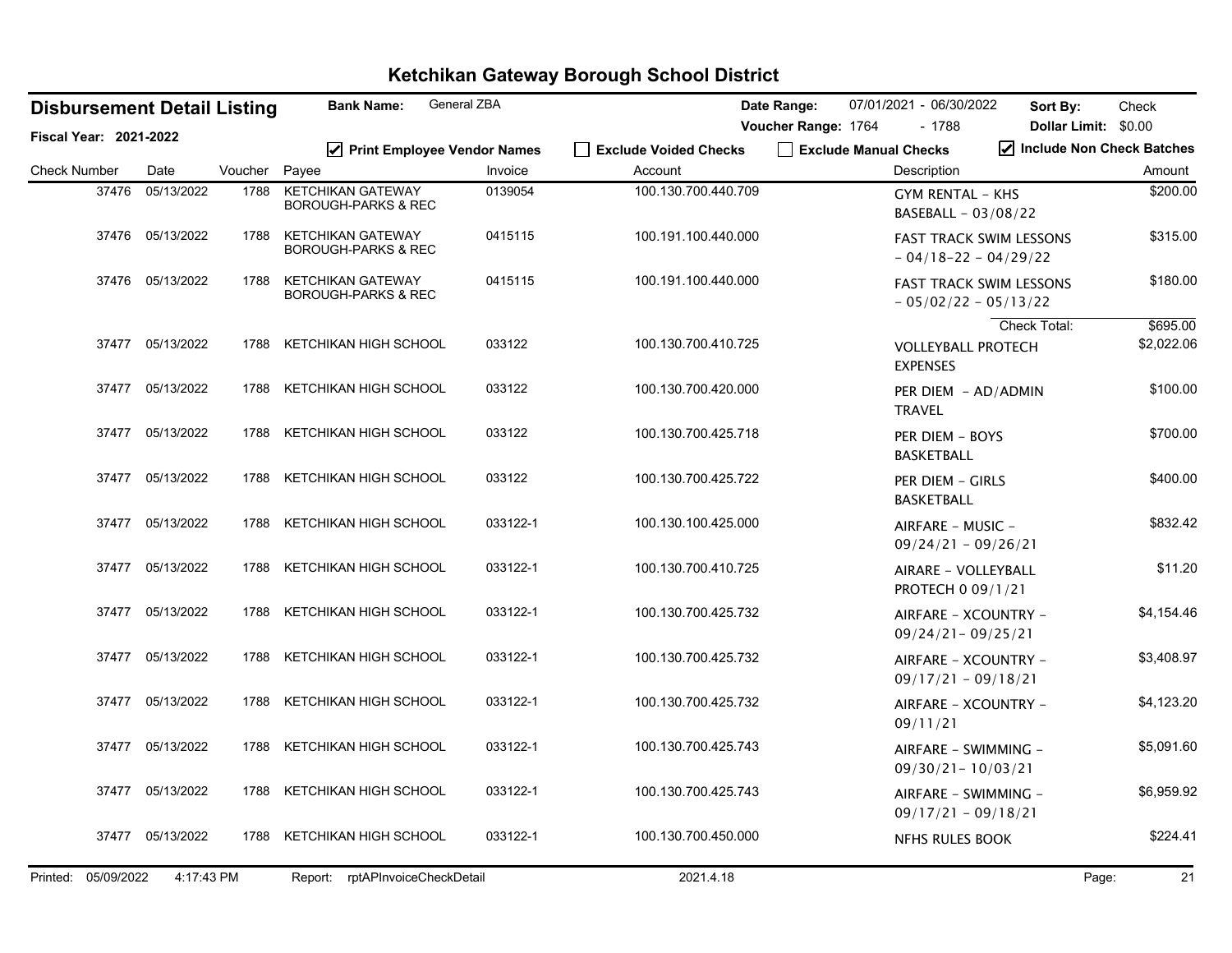# Ketchikan Gateway Borough School District

**Disbursement Detail Listing** | **Bank Name:** General ZBA | **Date Range:** 07/01/2021 - 06/30/2022 | **Sort By:** Check

**Fiscal Year: 2021-2022** | **Voucher Range:** 1764 - 1788 | **Dollar Limit:** $0.00

☑ Print Employee Vendor Names ☐ Exclude Voided Checks ☐ Exclude Manual Checks ☑ Include Non Check Batches

| Check Number | Date | Voucher | Payee | Invoice | Account | Description | Amount |
|---|---|---|---|---|---|---|---|
| 37476 | 05/13/2022 | 1788 | KETCHIKAN GATEWAY BOROUGH-PARKS & REC | 0139054 | 100.130.700.440.709 | GYM RENTAL - KHS BASEBALL - 03/08/22 | $200.00 |
| 37476 | 05/13/2022 | 1788 | KETCHIKAN GATEWAY BOROUGH-PARKS & REC | 0415115 | 100.191.100.440.000 | FAST TRACK SWIM LESSONS - 04/18-22 - 04/29/22 | $315.00 |
| 37476 | 05/13/2022 | 1788 | KETCHIKAN GATEWAY BOROUGH-PARKS & REC | 0415115 | 100.191.100.440.000 | FAST TRACK SWIM LESSONS - 05/02/22 - 05/13/22 | $180.00 |
| | | | | | | Check Total: | $695.00 |
| 37477 | 05/13/2022 | 1788 | KETCHIKAN HIGH SCHOOL | 033122 | 100.130.700.410.725 | VOLLEYBALL PROTECH EXPENSES | $2,022.06 |
| 37477 | 05/13/2022 | 1788 | KETCHIKAN HIGH SCHOOL | 033122 | 100.130.700.420.000 | PER DIEM - AD/ADMIN TRAVEL | $100.00 |
| 37477 | 05/13/2022 | 1788 | KETCHIKAN HIGH SCHOOL | 033122 | 100.130.700.425.718 | PER DIEM - BOYS BASKETBALL | $700.00 |
| 37477 | 05/13/2022 | 1788 | KETCHIKAN HIGH SCHOOL | 033122 | 100.130.700.425.722 | PER DIEM - GIRLS BASKETBALL | $400.00 |
| 37477 | 05/13/2022 | 1788 | KETCHIKAN HIGH SCHOOL | 033122-1 | 100.130.100.425.000 | AIRFARE - MUSIC - 09/24/21 - 09/26/21 | $832.42 |
| 37477 | 05/13/2022 | 1788 | KETCHIKAN HIGH SCHOOL | 033122-1 | 100.130.700.410.725 | AIRARE - VOLLEYBALL PROTECH 0 09/1/21 | $11.20 |
| 37477 | 05/13/2022 | 1788 | KETCHIKAN HIGH SCHOOL | 033122-1 | 100.130.700.425.732 | AIRFARE - XCOUNTRY - 09/24/21- 09/25/21 | $4,154.46 |
| 37477 | 05/13/2022 | 1788 | KETCHIKAN HIGH SCHOOL | 033122-1 | 100.130.700.425.732 | AIRFARE - XCOUNTRY - 09/17/21 - 09/18/21 | $3,408.97 |
| 37477 | 05/13/2022 | 1788 | KETCHIKAN HIGH SCHOOL | 033122-1 | 100.130.700.425.732 | AIRFARE - XCOUNTRY - 09/11/21 | $4,123.20 |
| 37477 | 05/13/2022 | 1788 | KETCHIKAN HIGH SCHOOL | 033122-1 | 100.130.700.425.743 | AIRFARE - SWIMMING - 09/30/21- 10/03/21 | $5,091.60 |
| 37477 | 05/13/2022 | 1788 | KETCHIKAN HIGH SCHOOL | 033122-1 | 100.130.700.425.743 | AIRFARE - SWIMMING - 09/17/21 - 09/18/21 | $6,959.92 |
| 37477 | 05/13/2022 | 1788 | KETCHIKAN HIGH SCHOOL | 033122-1 | 100.130.700.450.000 | NFHS RULES BOOK | $224.41 |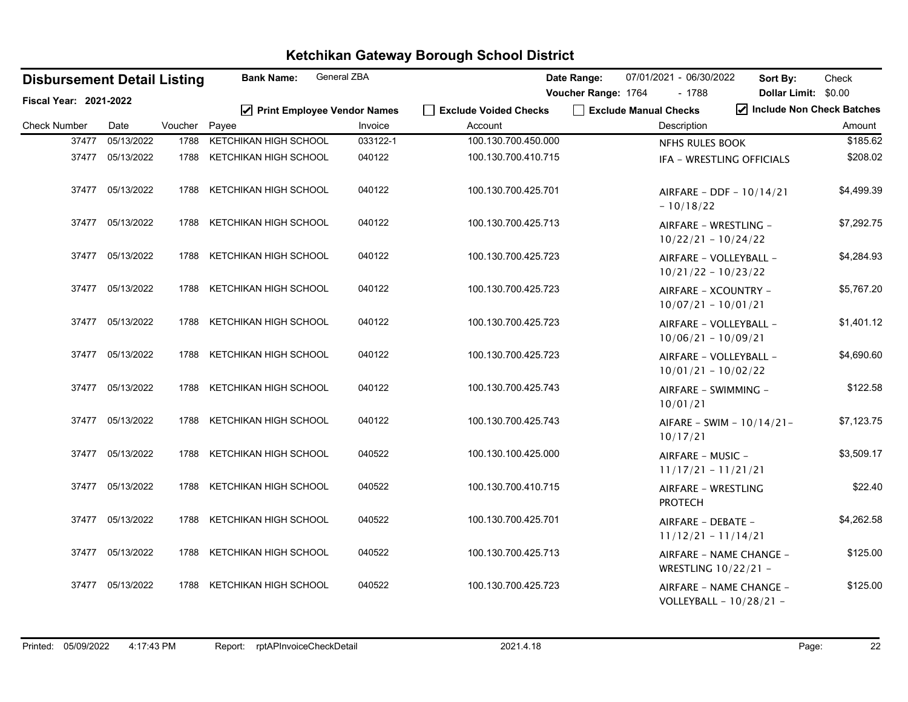# Ketchikan Gateway Borough School District

**Disbursement Detail Listing** | **Bank Name:** General ZBA | **Date Range:** 07/01/2021 - 06/30/2022 | **Sort By:** Check

**Fiscal Year: 2021-2022** | **Voucher Range:** 1764 - 1788 | **Dollar Limit:** $0.00

☑ Print Employee Vendor Names ☐ Exclude Voided Checks ☐ Exclude Manual Checks ☑ Include Non Check Batches

| Check Number | Date | Voucher | Payee | Invoice | Account | Description | Amount |
|---|---|---|---|---|---|---|---|
| 37477 | 05/13/2022 | 1788 | KETCHIKAN HIGH SCHOOL | 033122-1 | 100.130.700.450.000 | NFHS RULES BOOK | $185.62 |
| 37477 | 05/13/2022 | 1788 | KETCHIKAN HIGH SCHOOL | 040122 | 100.130.700.410.715 | IFA - WRESTLING OFFICIALS | $208.02 |
| 37477 | 05/13/2022 | 1788 | KETCHIKAN HIGH SCHOOL | 040122 | 100.130.700.425.701 | AIRFARE - DDF - 10/14/21 - 10/18/22 | $4,499.39 |
| 37477 | 05/13/2022 | 1788 | KETCHIKAN HIGH SCHOOL | 040122 | 100.130.700.425.713 | AIRFARE - WRESTLING - 10/22/21 - 10/24/22 | $7,292.75 |
| 37477 | 05/13/2022 | 1788 | KETCHIKAN HIGH SCHOOL | 040122 | 100.130.700.425.723 | AIRFARE - VOLLEYBALL - 10/21/22 - 10/23/22 | $4,284.93 |
| 37477 | 05/13/2022 | 1788 | KETCHIKAN HIGH SCHOOL | 040122 | 100.130.700.425.723 | AIRFARE - XCOUNTRY - 10/07/21 - 10/01/21 | $5,767.20 |
| 37477 | 05/13/2022 | 1788 | KETCHIKAN HIGH SCHOOL | 040122 | 100.130.700.425.723 | AIRFARE - VOLLEYBALL - 10/06/21 - 10/09/21 | $1,401.12 |
| 37477 | 05/13/2022 | 1788 | KETCHIKAN HIGH SCHOOL | 040122 | 100.130.700.425.723 | AIRFARE - VOLLEYBALL - 10/01/21 - 10/02/22 | $4,690.60 |
| 37477 | 05/13/2022 | 1788 | KETCHIKAN HIGH SCHOOL | 040122 | 100.130.700.425.743 | AIRFARE - SWIMMING - 10/01/21 | $122.58 |
| 37477 | 05/13/2022 | 1788 | KETCHIKAN HIGH SCHOOL | 040122 | 100.130.700.425.743 | AIFARE - SWIM - 10/14/21-10/17/21 | $7,123.75 |
| 37477 | 05/13/2022 | 1788 | KETCHIKAN HIGH SCHOOL | 040522 | 100.130.100.425.000 | AIRFARE - MUSIC - 11/17/21 - 11/21/21 | $3,509.17 |
| 37477 | 05/13/2022 | 1788 | KETCHIKAN HIGH SCHOOL | 040522 | 100.130.700.410.715 | AIRFARE - WRESTLING PROTECH | $22.40 |
| 37477 | 05/13/2022 | 1788 | KETCHIKAN HIGH SCHOOL | 040522 | 100.130.700.425.701 | AIRFARE - DEBATE - 11/12/21 - 11/14/21 | $4,262.58 |
| 37477 | 05/13/2022 | 1788 | KETCHIKAN HIGH SCHOOL | 040522 | 100.130.700.425.713 | AIRFARE - NAME CHANGE - WRESTLING 10/22/21 - | $125.00 |
| 37477 | 05/13/2022 | 1788 | KETCHIKAN HIGH SCHOOL | 040522 | 100.130.700.425.723 | AIRFARE - NAME CHANGE - VOLLEYBALL - 10/28/21 - | $125.00 |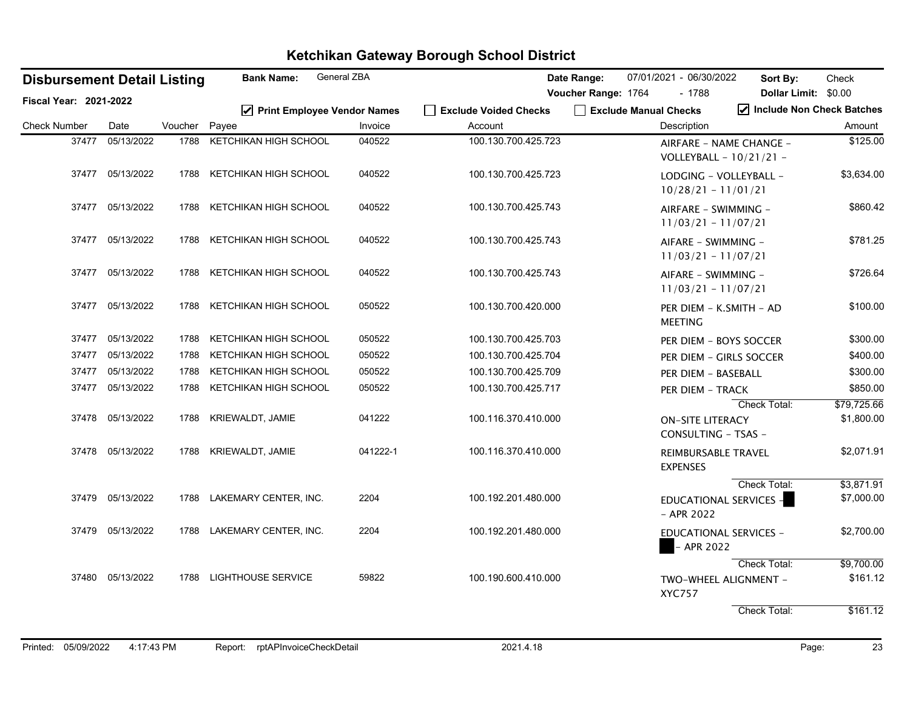# Ketchikan Gateway Borough School District

**Disbursement Detail Listing** | **Bank Name:** General ZBA | **Date Range:** 07/01/2021 - 06/30/2022 | **Sort By:** Check

**Fiscal Year: 2021-2022** | **Voucher Range:** 1764 - 1788 | **Dollar Limit:** $0.00

☑ Print Employee Vendor Names ☐ Exclude Voided Checks ☐ Exclude Manual Checks ☑ Include Non Check Batches

| Check Number | Date | Voucher | Payee | Invoice | Account | Description | Amount |
|---|---|---|---|---|---|---|---|
| 37477 | 05/13/2022 | 1788 | KETCHIKAN HIGH SCHOOL | 040522 | 100.130.700.425.723 | AIRFARE - NAME CHANGE - VOLLEYBALL - 10/21/21 - | $125.00 |
| 37477 | 05/13/2022 | 1788 | KETCHIKAN HIGH SCHOOL | 040522 | 100.130.700.425.723 | LODGING - VOLLEYBALL - 10/28/21 - 11/01/21 | $3,634.00 |
| 37477 | 05/13/2022 | 1788 | KETCHIKAN HIGH SCHOOL | 040522 | 100.130.700.425.743 | AIRFARE - SWIMMING - 11/03/21 - 11/07/21 | $860.42 |
| 37477 | 05/13/2022 | 1788 | KETCHIKAN HIGH SCHOOL | 040522 | 100.130.700.425.743 | AIFARE - SWIMMING - 11/03/21 - 11/07/21 | $781.25 |
| 37477 | 05/13/2022 | 1788 | KETCHIKAN HIGH SCHOOL | 040522 | 100.130.700.425.743 | AIFARE - SWIMMING - 11/03/21 - 11/07/21 | $726.64 |
| 37477 | 05/13/2022 | 1788 | KETCHIKAN HIGH SCHOOL | 050522 | 100.130.700.420.000 | PER DIEM - K.SMITH - AD MEETING | $100.00 |
| 37477 | 05/13/2022 | 1788 | KETCHIKAN HIGH SCHOOL | 050522 | 100.130.700.425.703 | PER DIEM - BOYS SOCCER | $300.00 |
| 37477 | 05/13/2022 | 1788 | KETCHIKAN HIGH SCHOOL | 050522 | 100.130.700.425.704 | PER DIEM - GIRLS SOCCER | $400.00 |
| 37477 | 05/13/2022 | 1788 | KETCHIKAN HIGH SCHOOL | 050522 | 100.130.700.425.709 | PER DIEM - BASEBALL | $300.00 |
| 37477 | 05/13/2022 | 1788 | KETCHIKAN HIGH SCHOOL | 050522 | 100.130.700.425.717 | PER DIEM - TRACK | $850.00 |
| | | | | | | Check Total: | $79,725.66 |
| 37478 | 05/13/2022 | 1788 | KRIEWALDT, JAMIE | 041222 | 100.116.370.410.000 | ON-SITE LITERACY CONSULTING - TSAS - | $1,800.00 |
| 37478 | 05/13/2022 | 1788 | KRIEWALDT, JAMIE | 041222-1 | 100.116.370.410.000 | REIMBURSABLE TRAVEL EXPENSES | $2,071.91 |
| | | | | | | Check Total: | $3,871.91 |
| 37479 | 05/13/2022 | 1788 | LAKEMARY CENTER, INC. | 2204 | 100.192.201.480.000 | EDUCATIONAL SERVICES - ██ - APR 2022 | $7,000.00 |
| 37479 | 05/13/2022 | 1788 | LAKEMARY CENTER, INC. | 2204 | 100.192.201.480.000 | EDUCATIONAL SERVICES - ██ - APR 2022 | $2,700.00 |
| | | | | | | Check Total: | $9,700.00 |
| 37480 | 05/13/2022 | 1788 | LIGHTHOUSE SERVICE | 59822 | 100.190.600.410.000 | TWO-WHEEL ALIGNMENT - XYC757 | $161.12 |
| | | | | | | Check Total: | $161.12 |

Printed: 05/09/2022 4:17:43 PM Report: rptAPInvoiceCheckDetail 2021.4.18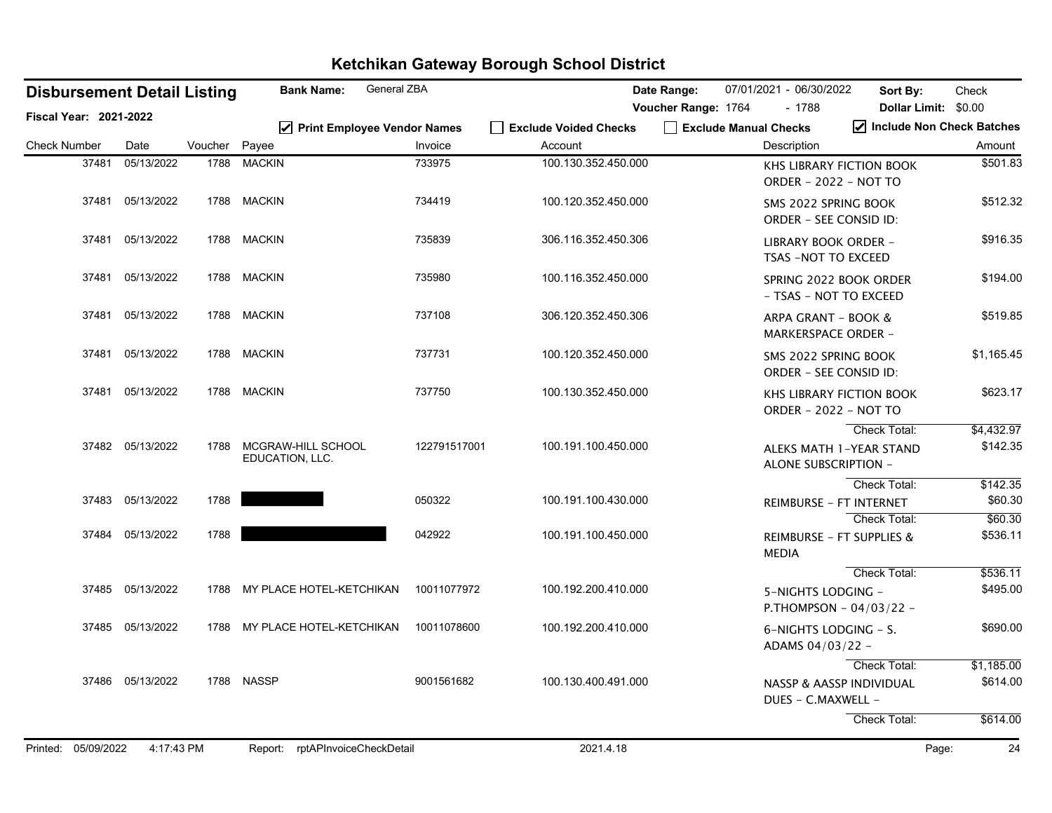# Ketchikan Gateway Borough School District

**Disbursement Detail Listing**

**Fiscal Year: 2021-2022**

**Bank Name:** General ZBA

**Date Range:** 07/01/2021 - 06/30/2022 **Sort By:** Check

**Voucher Range:** 1764 - 1788 **Dollar Limit:** $0.00

☑ Print Employee Vendor Names ☐ Exclude Voided Checks ☐ Exclude Manual Checks ☑ Include Non Check Batches

| Check Number | Date | Voucher | Payee | Invoice | Account | Description | Amount |
|---|---|---|---|---|---|---|---|
| 37481 | 05/13/2022 | 1788 | MACKIN | 733975 | 100.130.352.450.000 | KHS LIBRARY FICTION BOOK ORDER - 2022 - NOT TO | $501.83 |
| 37481 | 05/13/2022 | 1788 | MACKIN | 734419 | 100.120.352.450.000 | SMS 2022 SPRING BOOK ORDER - SEE CONSID ID: | $512.32 |
| 37481 | 05/13/2022 | 1788 | MACKIN | 735839 | 306.116.352.450.306 | LIBRARY BOOK ORDER - TSAS -NOT TO EXCEED | $916.35 |
| 37481 | 05/13/2022 | 1788 | MACKIN | 735980 | 100.116.352.450.000 | SPRING 2022 BOOK ORDER - TSAS - NOT TO EXCEED | $194.00 |
| 37481 | 05/13/2022 | 1788 | MACKIN | 737108 | 306.120.352.450.306 | ARPA GRANT - BOOK & MARKERSPACE ORDER - | $519.85 |
| 37481 | 05/13/2022 | 1788 | MACKIN | 737731 | 100.120.352.450.000 | SMS 2022 SPRING BOOK ORDER - SEE CONSID ID: | $1,165.45 |
| 37481 | 05/13/2022 | 1788 | MACKIN | 737750 | 100.130.352.450.000 | KHS LIBRARY FICTION BOOK ORDER - 2022 - NOT TO | $623.17 |
| | | | | | | Check Total: | $4,432.97 |
| 37482 | 05/13/2022 | 1788 | MCGRAW-HILL SCHOOL EDUCATION, LLC. | 122791517001 | 100.191.100.450.000 | ALEKS MATH 1-YEAR STAND ALONE SUBSCRIPTION - | $142.35 |
| | | | | | | Check Total: | $142.35 |
| 37483 | 05/13/2022 | 1788 | [REDACTED] | 050322 | 100.191.100.430.000 | REIMBURSE - FT INTERNET | $60.30 |
| | | | | | | Check Total: | $60.30 |
| 37484 | 05/13/2022 | 1788 | [REDACTED] | 042922 | 100.191.100.450.000 | REIMBURSE - FT SUPPLIES & MEDIA | $536.11 |
| | | | | | | Check Total: | $536.11 |
| 37485 | 05/13/2022 | 1788 | MY PLACE HOTEL-KETCHIKAN | 10011077972 | 100.192.200.410.000 | 5-NIGHTS LODGING - P.THOMPSON - 04/03/22 - | $495.00 |
| 37485 | 05/13/2022 | 1788 | MY PLACE HOTEL-KETCHIKAN | 10011078600 | 100.192.200.410.000 | 6-NIGHTS LODGING - S. ADAMS 04/03/22 - | $690.00 |
| | | | | | | Check Total: | $1,185.00 |
| 37486 | 05/13/2022 | 1788 | NASSP | 9001561682 | 100.130.400.491.000 | NASSP & AASSP INDIVIDUAL DUES - C.MAXWELL - | $614.00 |
| | | | | | | Check Total: | $614.00 |

Printed: 05/09/2022 4:17:43 PM Report: rptAPInvoiceCheckDetail 2021.4.18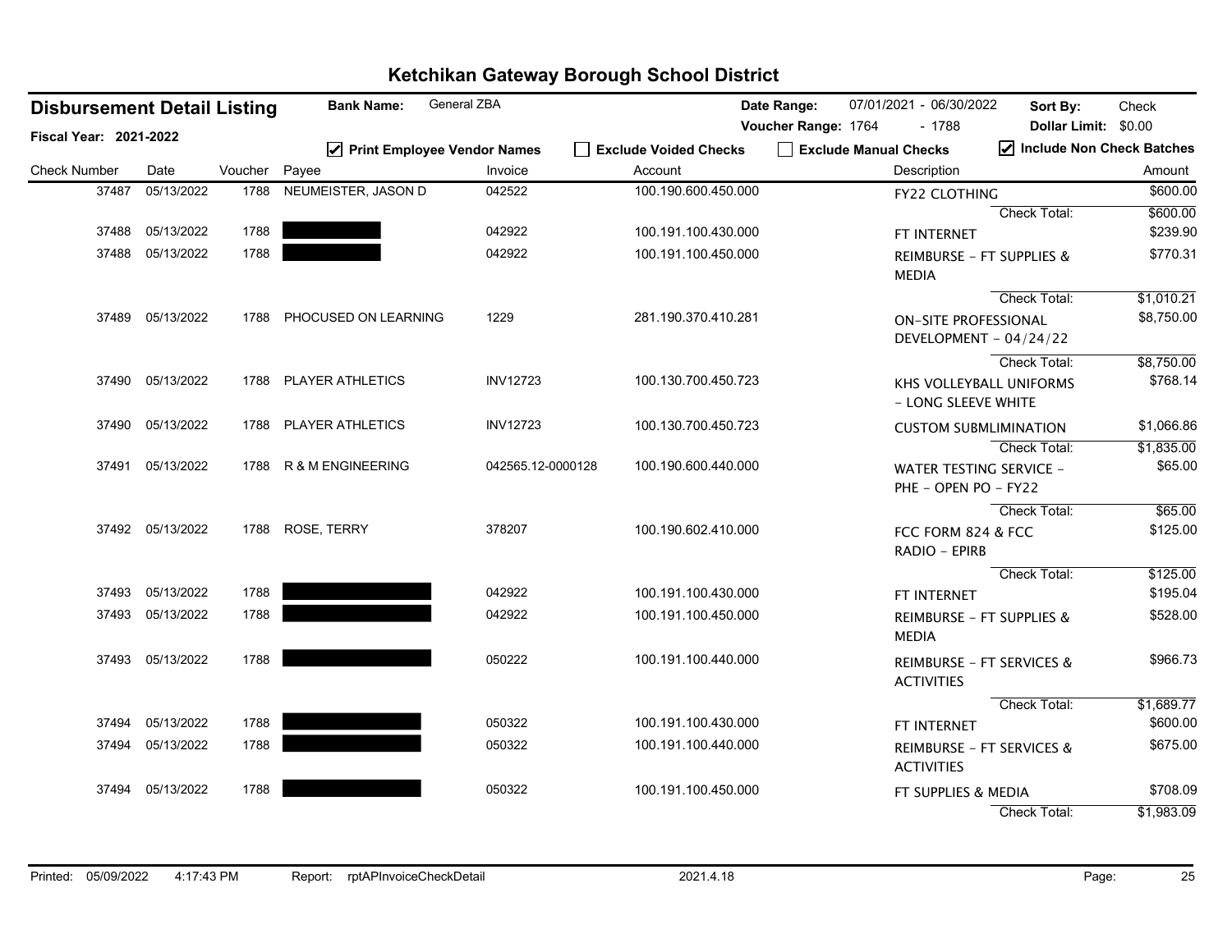# Ketchikan Gateway Borough School District

**Disbursement Detail Listing**

**Fiscal Year: 2021-2022**

**Bank Name:** General ZBA

**Date Range:** 07/01/2021 - 06/30/2022

**Voucher Range:** 1764 - 1788

**Sort By:** Check

**Dollar Limit:** $0.00

☑ Print Employee Vendor Names ☐ Exclude Voided Checks ☐ Exclude Manual Checks ☑ Include Non Check Batches

| Check Number | Date | Voucher | Payee | Invoice | Account | Description | Amount |
|---|---|---|---|---|---|---|---|
| 37487 | 05/13/2022 | 1788 | NEUMEISTER, JASON D | 042522 | 100.190.600.450.000 | FY22 CLOTHING | $600.00 |
| | | | | | | Check Total: | $600.00 |
| 37488 | 05/13/2022 | 1788 | [REDACTED] | 042922 | 100.191.100.430.000 | FT INTERNET | $239.90 |
| 37488 | 05/13/2022 | 1788 | [REDACTED] | 042922 | 100.191.100.450.000 | REIMBURSE - FT SUPPLIES & MEDIA | $770.31 |
| | | | | | | Check Total: | $1,010.21 |
| 37489 | 05/13/2022 | 1788 | PHOCUSED ON LEARNING | 1229 | 281.190.370.410.281 | ON-SITE PROFESSIONAL DEVELOPMENT - 04/24/22 | $8,750.00 |
| | | | | | | Check Total: | $8,750.00 |
| 37490 | 05/13/2022 | 1788 | PLAYER ATHLETICS | INV12723 | 100.130.700.450.723 | KHS VOLLEYBALL UNIFORMS - LONG SLEEVE WHITE | $768.14 |
| 37490 | 05/13/2022 | 1788 | PLAYER ATHLETICS | INV12723 | 100.130.700.450.723 | CUSTOM SUBMLIMINATION | $1,066.86 |
| | | | | | | Check Total: | $1,835.00 |
| 37491 | 05/13/2022 | 1788 | R & M ENGINEERING | 042565.12-0000128 | 100.190.600.440.000 | WATER TESTING SERVICE - PHE - OPEN PO - FY22 | $65.00 |
| | | | | | | Check Total: | $65.00 |
| 37492 | 05/13/2022 | 1788 | ROSE, TERRY | 378207 | 100.190.602.410.000 | FCC FORM 824 & FCC RADIO - EPIRB | $125.00 |
| | | | | | | Check Total: | $125.00 |
| 37493 | 05/13/2022 | 1788 | [REDACTED] | 042922 | 100.191.100.430.000 | FT INTERNET | $195.04 |
| 37493 | 05/13/2022 | 1788 | [REDACTED] | 042922 | 100.191.100.450.000 | REIMBURSE - FT SUPPLIES & MEDIA | $528.00 |
| 37493 | 05/13/2022 | 1788 | [REDACTED] | 050222 | 100.191.100.440.000 | REIMBURSE - FT SERVICES & ACTIVITIES | $966.73 |
| | | | | | | Check Total: | $1,689.77 |
| 37494 | 05/13/2022 | 1788 | [REDACTED] | 050322 | 100.191.100.430.000 | FT INTERNET | $600.00 |
| 37494 | 05/13/2022 | 1788 | [REDACTED] | 050322 | 100.191.100.440.000 | REIMBURSE - FT SERVICES & ACTIVITIES | $675.00 |
| 37494 | 05/13/2022 | 1788 | [REDACTED] | 050322 | 100.191.100.450.000 | FT SUPPLIES & MEDIA | $708.09 |
| | | | | | | Check Total: | $1,983.09 |

Printed: 05/09/2022 4:17:43 PM Report: rptAPInvoiceCheckDetail 2021.4.18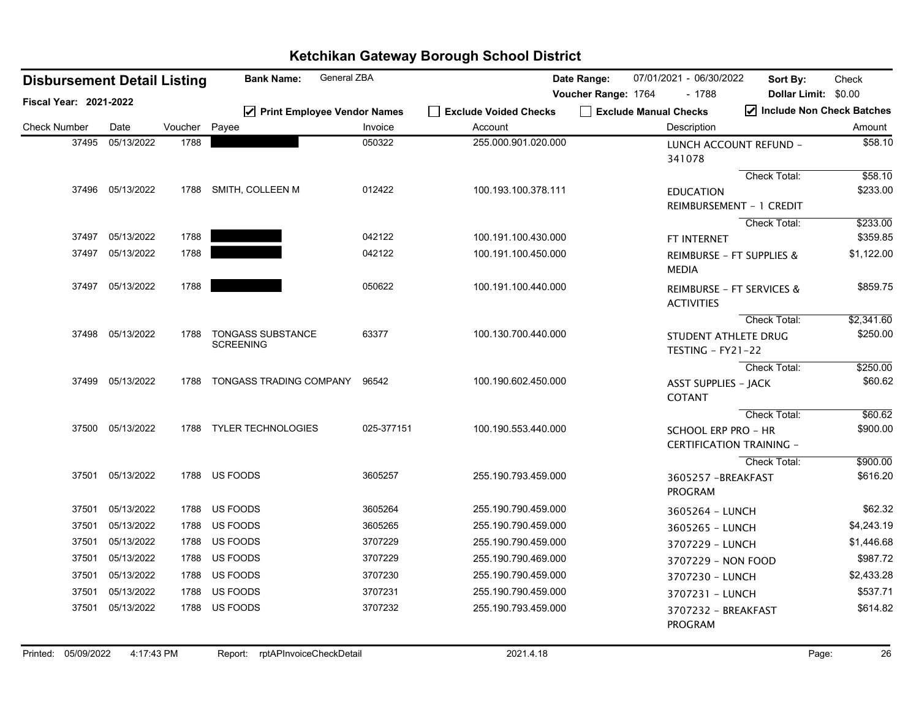# Ketchikan Gateway Borough School District

## Disbursement Detail Listing

**Fiscal Year: 2021-2022**

**Bank Name:** General ZBA

**Date Range:** 07/01/2021 - 06/30/2022 **Sort By:** Check

**Voucher Range:** 1764 - 1788 **Dollar Limit:** $0.00

☑ Print Employee Vendor Names ☐ Exclude Voided Checks ☐ Exclude Manual Checks ☑ Include Non Check Batches

| Check Number | Date | Voucher | Payee | Invoice | Account | Description | Amount |
|---|---|---|---|---|---|---|---|
| 37495 | 05/13/2022 | 1788 | [REDACTED] | 050322 | 255.000.901.020.000 | LUNCH ACCOUNT REFUND - 341078 | $58.10 |
| | | | | | | Check Total: | $58.10 |
| 37496 | 05/13/2022 | 1788 | SMITH, COLLEEN M | 012422 | 100.193.100.378.111 | EDUCATION REIMBURSEMENT - 1 CREDIT | $233.00 |
| | | | | | | Check Total: | $233.00 |
| 37497 | 05/13/2022 | 1788 | [REDACTED] | 042122 | 100.191.100.430.000 | FT INTERNET | $359.85 |
| 37497 | 05/13/2022 | 1788 | [REDACTED] | 042122 | 100.191.100.450.000 | REIMBURSE - FT SUPPLIES & MEDIA | $1,122.00 |
| 37497 | 05/13/2022 | 1788 | [REDACTED] | 050622 | 100.191.100.440.000 | REIMBURSE - FT SERVICES & ACTIVITIES | $859.75 |
| | | | | | | Check Total: | $2,341.60 |
| 37498 | 05/13/2022 | 1788 | TONGASS SUBSTANCE SCREENING | 63377 | 100.130.700.440.000 | STUDENT ATHLETE DRUG TESTING - FY21-22 | $250.00 |
| | | | | | | Check Total: | $250.00 |
| 37499 | 05/13/2022 | 1788 | TONGASS TRADING COMPANY | 96542 | 100.190.602.450.000 | ASST SUPPLIES - JACK COTANT | $60.62 |
| | | | | | | Check Total: | $60.62 |
| 37500 | 05/13/2022 | 1788 | TYLER TECHNOLOGIES | 025-377151 | 100.190.553.440.000 | SCHOOL ERP PRO - HR CERTIFICATION TRAINING - | $900.00 |
| | | | | | | Check Total: | $900.00 |
| 37501 | 05/13/2022 | 1788 | US FOODS | 3605257 | 255.190.793.459.000 | 3605257 -BREAKFAST PROGRAM | $616.20 |
| 37501 | 05/13/2022 | 1788 | US FOODS | 3605264 | 255.190.790.459.000 | 3605264 - LUNCH | $62.32 |
| 37501 | 05/13/2022 | 1788 | US FOODS | 3605265 | 255.190.790.459.000 | 3605265 - LUNCH | $4,243.19 |
| 37501 | 05/13/2022 | 1788 | US FOODS | 3707229 | 255.190.790.459.000 | 3707229 - LUNCH | $1,446.68 |
| 37501 | 05/13/2022 | 1788 | US FOODS | 3707229 | 255.190.790.469.000 | 3707229 - NON FOOD | $987.72 |
| 37501 | 05/13/2022 | 1788 | US FOODS | 3707230 | 255.190.790.459.000 | 3707230 - LUNCH | $2,433.28 |
| 37501 | 05/13/2022 | 1788 | US FOODS | 3707231 | 255.190.790.459.000 | 3707231 - LUNCH | $537.71 |
| 37501 | 05/13/2022 | 1788 | US FOODS | 3707232 | 255.190.793.459.000 | 3707232 - BREAKFAST PROGRAM | $614.82 |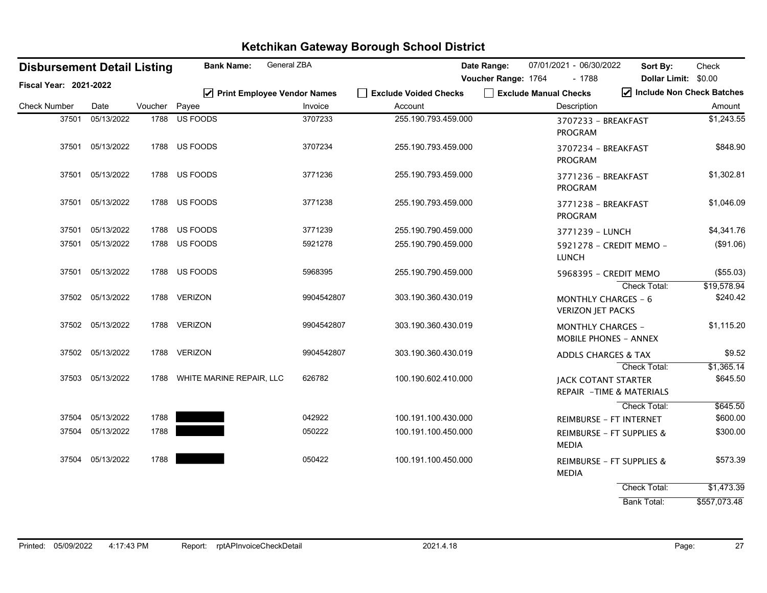# Ketchikan Gateway Borough School District

**Disbursement Detail Listing** | **Bank Name:** General ZBA | **Date Range:** 07/01/2021 - 06/30/2022 | **Sort By:** Check

**Fiscal Year: 2021-2022** | **Voucher Range:** 1764 - 1788 | **Dollar Limit:** $0.00

☑ Print Employee Vendor Names ☐ Exclude Voided Checks ☐ Exclude Manual Checks ☑ Include Non Check Batches

| Check Number | Date | Voucher | Payee | Invoice | Account | Description | Amount |
|---|---|---|---|---|---|---|---|
| 37501 | 05/13/2022 | 1788 | US FOODS | 3707233 | 255.190.793.459.000 | 3707233 - BREAKFAST PROGRAM | $1,243.55 |
| 37501 | 05/13/2022 | 1788 | US FOODS | 3707234 | 255.190.793.459.000 | 3707234 - BREAKFAST PROGRAM | $848.90 |
| 37501 | 05/13/2022 | 1788 | US FOODS | 3771236 | 255.190.793.459.000 | 3771236 - BREAKFAST PROGRAM | $1,302.81 |
| 37501 | 05/13/2022 | 1788 | US FOODS | 3771238 | 255.190.793.459.000 | 3771238 - BREAKFAST PROGRAM | $1,046.09 |
| 37501 | 05/13/2022 | 1788 | US FOODS | 3771239 | 255.190.790.459.000 | 3771239 - LUNCH | $4,341.76 |
| 37501 | 05/13/2022 | 1788 | US FOODS | 5921278 | 255.190.790.459.000 | 5921278 - CREDIT MEMO - LUNCH | ($91.06) |
| 37501 | 05/13/2022 | 1788 | US FOODS | 5968395 | 255.190.790.459.000 | 5968395 - CREDIT MEMO | ($55.03) |
| | | | | | | Check Total: | $19,578.94 |
| 37502 | 05/13/2022 | 1788 | VERIZON | 9904542807 | 303.190.360.430.019 | MONTHLY CHARGES - 6 VERIZON JET PACKS | $240.42 |
| 37502 | 05/13/2022 | 1788 | VERIZON | 9904542807 | 303.190.360.430.019 | MONTHLY CHARGES - MOBILE PHONES - ANNEX | $1,115.20 |
| 37502 | 05/13/2022 | 1788 | VERIZON | 9904542807 | 303.190.360.430.019 | ADDLS CHARGES & TAX | $9.52 |
| | | | | | | Check Total: | $1,365.14 |
| 37503 | 05/13/2022 | 1788 | WHITE MARINE REPAIR, LLC | 626782 | 100.190.602.410.000 | JACK COTANT STARTER REPAIR -TIME & MATERIALS | $645.50 |
| | | | | | | Check Total: | $645.50 |
| 37504 | 05/13/2022 | 1788 | [REDACTED] | 042922 | 100.191.100.430.000 | REIMBURSE - FT INTERNET | $600.00 |
| 37504 | 05/13/2022 | 1788 | [REDACTED] | 050222 | 100.191.100.450.000 | REIMBURSE - FT SUPPLIES & MEDIA | $300.00 |
| 37504 | 05/13/2022 | 1788 | [REDACTED] | 050422 | 100.191.100.450.000 | REIMBURSE - FT SUPPLIES & MEDIA | $573.39 |
| | | | | | | Check Total: | $1,473.39 |
| | | | | | | Bank Total: | $557,073.48 |

Printed: 05/09/2022 4:17:43 PM Report: rptAPInvoiceCheckDetail 2021.4.18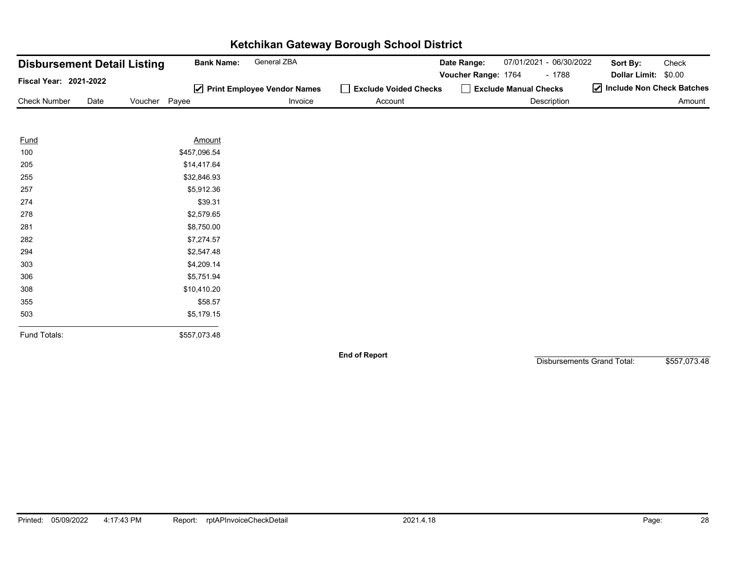# Ketchikan Gateway Borough School District

**Disbursement Detail Listing** | **Bank Name:** General ZBA | **Date Range:** 07/01/2021 - 06/30/2022 | **Sort By:** Check

**Fiscal Year: 2021-2022** | **Voucher Range:** 1764 - 1788 | **Dollar Limit:** $0.00

☑ **Print Employee Vendor Names** ☐ **Exclude Voided Checks** ☐ **Exclude Manual Checks** ☑ **Include Non Check Batches**

| Check Number | Date | Voucher | Payee | Invoice | Account | Description | Amount |
|---|---|---|---|---|---|---|---|

| Fund | Amount |
|---|---|
| 100 | $457,096.54 |
| 205 | $14,417.64 |
| 255 | $32,846.93 |
| 257 | $5,912.36 |
| 274 | $39.31 |
| 278 | $2,579.65 |
| 281 | $8,750.00 |
| 282 | $7,274.57 |
| 294 | $2,547.48 |
| 303 | $4,209.14 |
| 306 | $5,751.94 |
| 308 | $10,410.20 |
| 355 | $58.57 |
| 503 | $5,179.15 |
| Fund Totals: | $557,073.48 |

**End of Report**

Disbursements Grand Total: $557,073.48

Printed: 05/09/2022 4:17:43 PM Report: rptAPInvoiceCheckDetail 2021.4.18